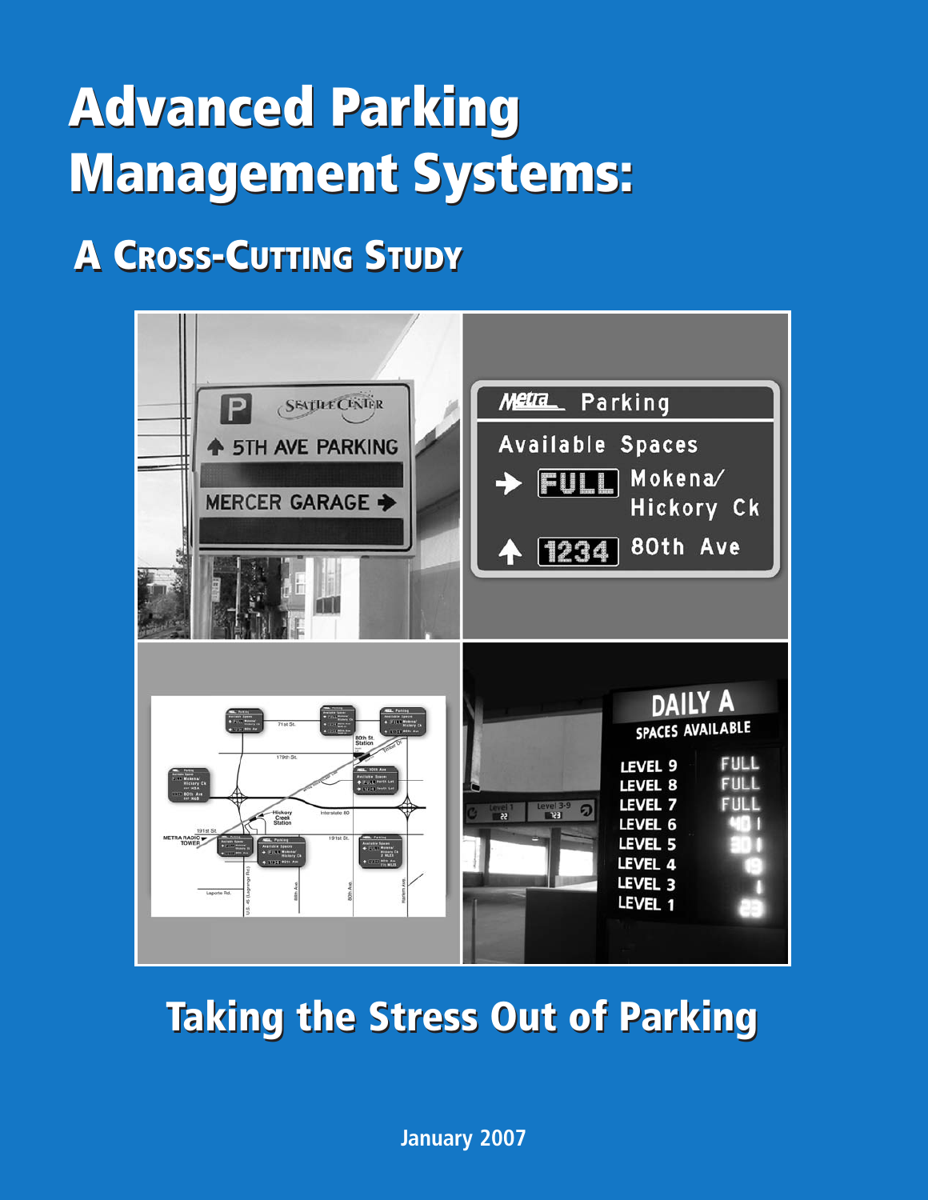# Advanced Parking Management Systems:

## A Cross-Cutting Study

**Taking the Stress Out of Parking**

January 2007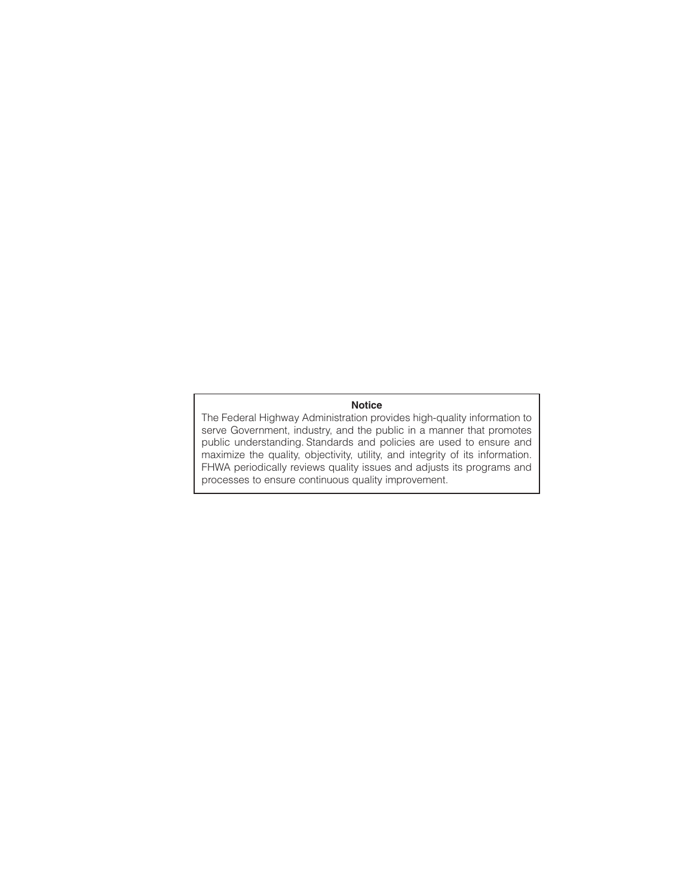**Notice**

The Federal Highway Administration provides high-quality information to serve Government, industry, and the public in a manner that promotes public understanding. Standards and policies are used to ensure and maximize the quality, objectivity, utility, and integrity of its information. FHWA periodically reviews quality issues and adjusts its programs and processes to ensure continuous quality improvement.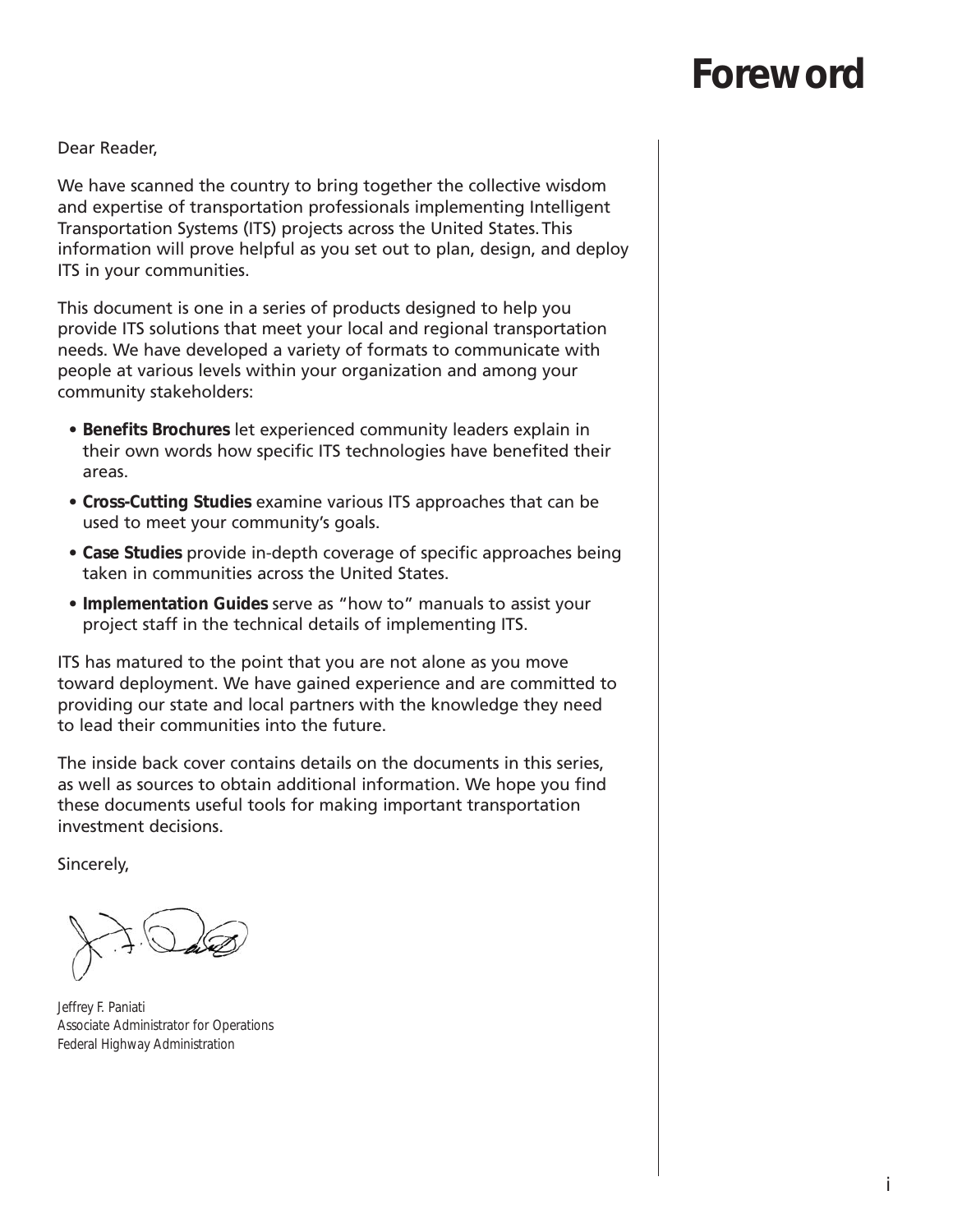# Foreword

Dear Reader,

We have scanned the country to bring together the collective wisdom and expertise of transportation professionals implementing Intelligent Transportation Systems (ITS) projects across the United States. This information will prove helpful as you set out to plan, design, and deploy ITS in your communities.

This document is one in a series of products designed to help you provide ITS solutions that meet your local and regional transportation needs. We have developed a variety of formats to communicate with people at various levels within your organization and among your community stakeholders:

- **Benefits Brochures** let experienced community leaders explain in their own words how specific ITS technologies have benefited their areas.
- **Cross-Cutting Studies** examine various ITS approaches that can be used to meet your community's goals.
- **Case Studies** provide in-depth coverage of specific approaches being taken in communities across the United States.
- **Implementation Guides** serve as "how to" manuals to assist your project staff in the technical details of implementing ITS.

ITS has matured to the point that you are not alone as you move toward deployment. We have gained experience and are committed to providing our state and local partners with the knowledge they need to lead their communities into the future.

The inside back cover contains details on the documents in this series, as well as sources to obtain additional information. We hope you find these documents useful tools for making important transportation investment decisions.

Sincerely,

*Jeffrey F. Paniati*
*Associate Administrator for Operations*
*Federal Highway Administration*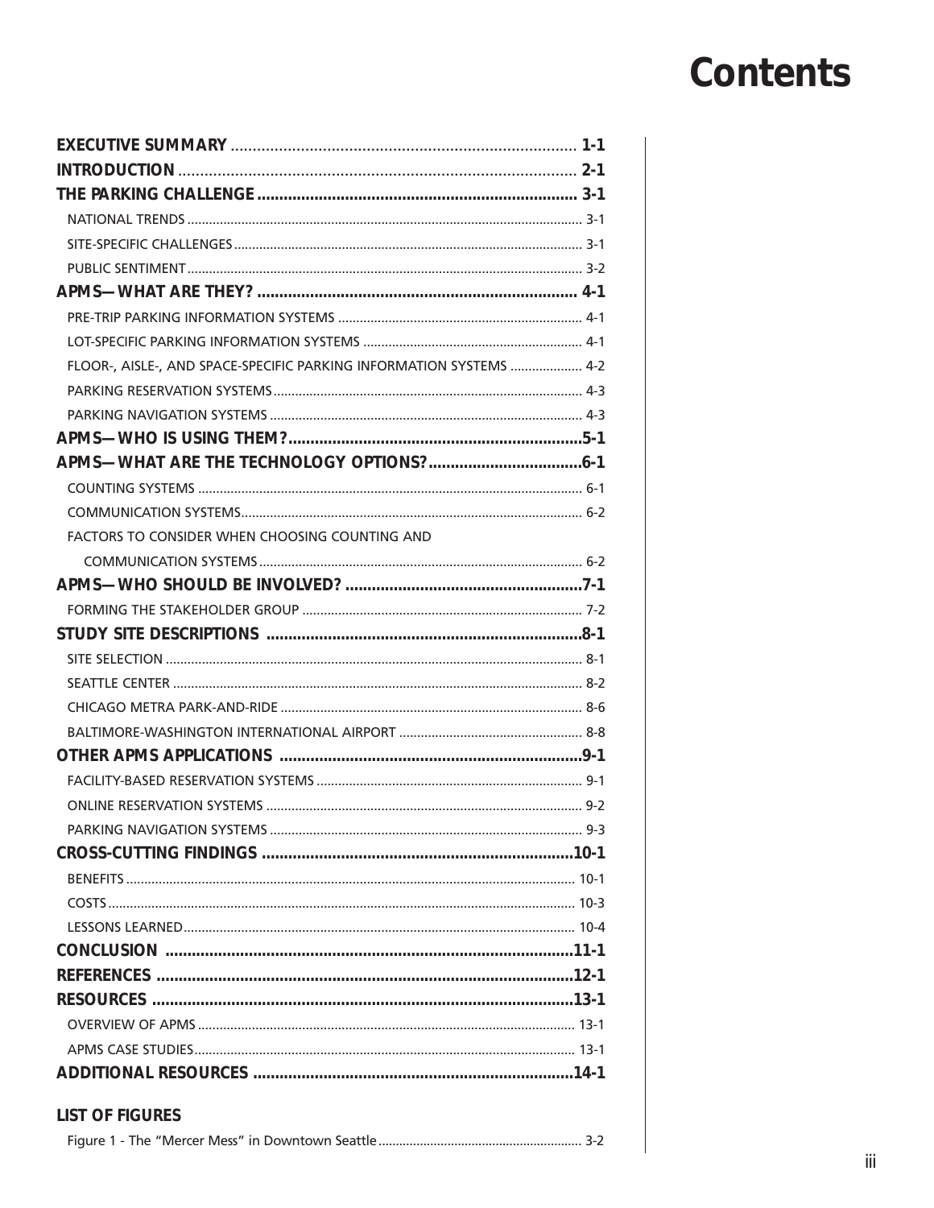# Contents

**EXECUTIVE SUMMARY** ........ 1-1

**INTRODUCTION** ........ 2-1

**THE PARKING CHALLENGE** ........ 3-1

- NATIONAL TRENDS ........ 3-1
- SITE-SPECIFIC CHALLENGES ........ 3-1
- PUBLIC SENTIMENT ........ 3-2

**APMS—WHAT ARE THEY?** ........ 4-1

- PRE-TRIP PARKING INFORMATION SYSTEMS ........ 4-1
- LOT-SPECIFIC PARKING INFORMATION SYSTEMS ........ 4-1
- FLOOR-, AISLE-, AND SPACE-SPECIFIC PARKING INFORMATION SYSTEMS ........ 4-2
- PARKING RESERVATION SYSTEMS ........ 4-3
- PARKING NAVIGATION SYSTEMS ........ 4-3

**APMS—WHO IS USING THEM?** ........ 5-1

**APMS—WHAT ARE THE TECHNOLOGY OPTIONS?** ........ 6-1

- COUNTING SYSTEMS ........ 6-1
- COMMUNICATION SYSTEMS ........ 6-2
- FACTORS TO CONSIDER WHEN CHOOSING COUNTING AND COMMUNICATION SYSTEMS ........ 6-2

**APMS—WHO SHOULD BE INVOLVED?** ........ 7-1

- FORMING THE STAKEHOLDER GROUP ........ 7-2

**STUDY SITE DESCRIPTIONS** ........ 8-1

- SITE SELECTION ........ 8-1
- SEATTLE CENTER ........ 8-2
- CHICAGO METRA PARK-AND-RIDE ........ 8-6
- BALTIMORE-WASHINGTON INTERNATIONAL AIRPORT ........ 8-8

**OTHER APMS APPLICATIONS** ........ 9-1

- FACILITY-BASED RESERVATION SYSTEMS ........ 9-1
- ONLINE RESERVATION SYSTEMS ........ 9-2
- PARKING NAVIGATION SYSTEMS ........ 9-3

**CROSS-CUTTING FINDINGS** ........ 10-1

- BENEFITS ........ 10-1
- COSTS ........ 10-3
- LESSONS LEARNED ........ 10-4

**CONCLUSION** ........ 11-1

**REFERENCES** ........ 12-1

**RESOURCES** ........ 13-1

- OVERVIEW OF APMS ........ 13-1
- APMS CASE STUDIES ........ 13-1

**ADDITIONAL RESOURCES** ........ 14-1

**LIST OF FIGURES**

- Figure 1 - The "Mercer Mess" in Downtown Seattle ........ 3-2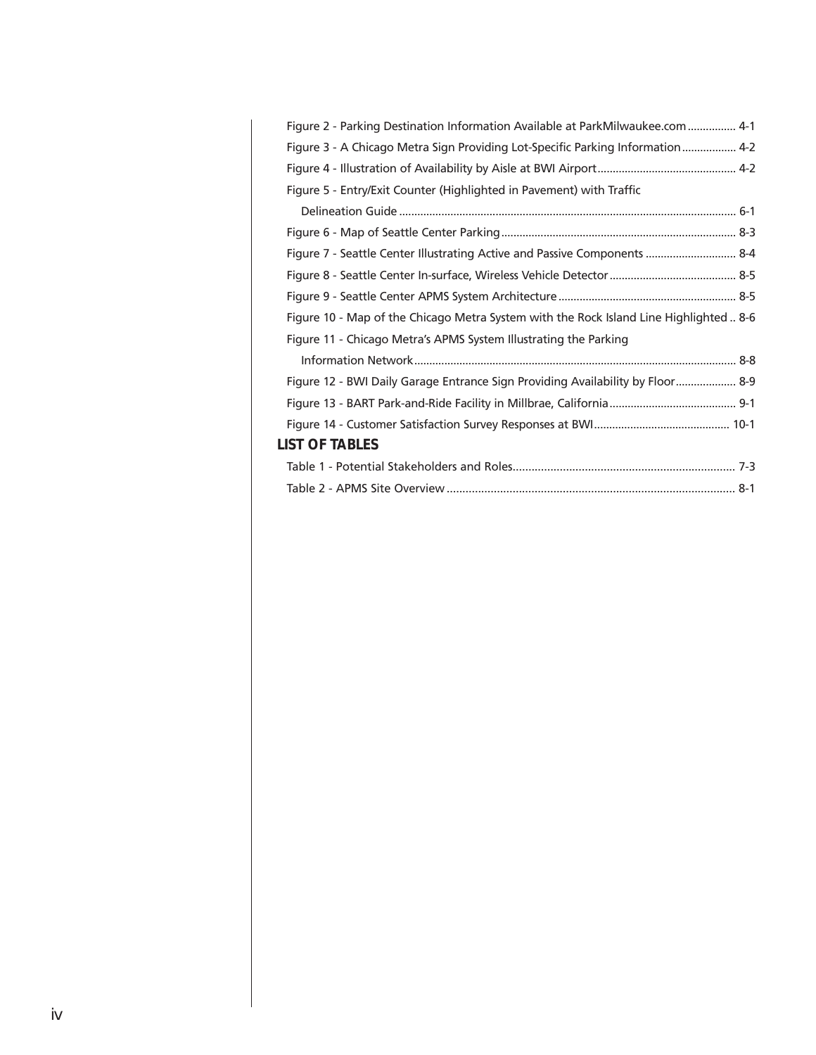Figure 2 - Parking Destination Information Available at ParkMilwaukee.com ................ 4-1

Figure 3 - A Chicago Metra Sign Providing Lot-Specific Parking Information .................. 4-2

Figure 4 - Illustration of Availability by Aisle at BWI Airport ............................................. 4-2

Figure 5 - Entry/Exit Counter (Highlighted in Pavement) with Traffic Delineation Guide .............................................................................................................. 6-1

Figure 6 - Map of Seattle Center Parking ............................................................................. 8-3

Figure 7 - Seattle Center Illustrating Active and Passive Components .............................. 8-4

Figure 8 - Seattle Center In-surface, Wireless Vehicle Detector .......................................... 8-5

Figure 9 - Seattle Center APMS System Architecture .......................................................... 8-5

Figure 10 - Map of the Chicago Metra System with the Rock Island Line Highlighted .. 8-6

Figure 11 - Chicago Metra's APMS System Illustrating the Parking Information Network ......................................................................................................... 8-8

Figure 12 - BWI Daily Garage Entrance Sign Providing Availability by Floor .................... 8-9

Figure 13 - BART Park-and-Ride Facility in Millbrae, California .......................................... 9-1

Figure 14 - Customer Satisfaction Survey Responses at BWI ............................................ 10-1

## LIST OF TABLES

Table 1 - Potential Stakeholders and Roles....................................................................... 7-3

Table 2 - APMS Site Overview ............................................................................................ 8-1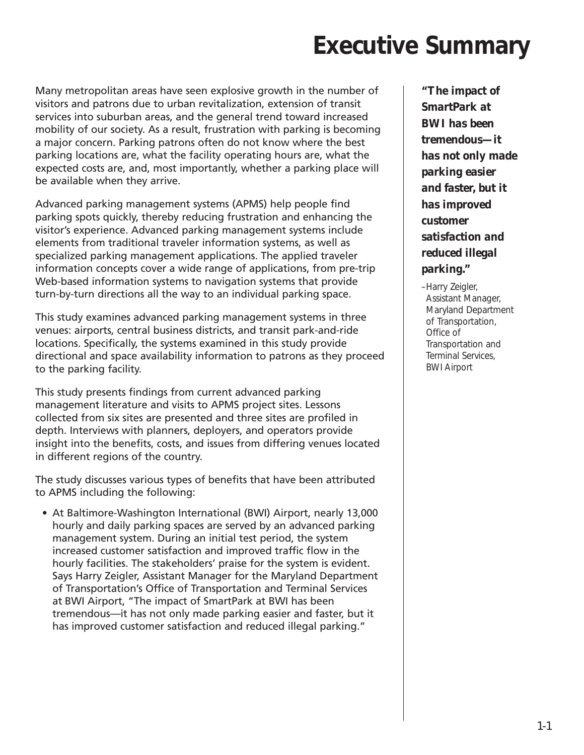# Executive Summary

Many metropolitan areas have seen explosive growth in the number of visitors and patrons due to urban revitalization, extension of transit services into suburban areas, and the general trend toward increased mobility of our society. As a result, frustration with parking is becoming a major concern. Parking patrons often do not know where the best parking locations are, what the facility operating hours are, what the expected costs are, and, most importantly, whether a parking place will be available when they arrive.

Advanced parking management systems (APMS) help people find parking spots quickly, thereby reducing frustration and enhancing the visitor's experience. Advanced parking management systems include elements from traditional traveler information systems, as well as specialized parking management applications. The applied traveler information concepts cover a wide range of applications, from pre-trip Web-based information systems to navigation systems that provide turn-by-turn directions all the way to an individual parking space.

This study examines advanced parking management systems in three venues: airports, central business districts, and transit park-and-ride locations. Specifically, the systems examined in this study provide directional and space availability information to patrons as they proceed to the parking facility.

This study presents findings from current advanced parking management literature and visits to APMS project sites. Lessons collected from six sites are presented and three sites are profiled in depth. Interviews with planners, deployers, and operators provide insight into the benefits, costs, and issues from differing venues located in different regions of the country.

The study discusses various types of benefits that have been attributed to APMS including the following:

- At Baltimore-Washington International (BWI) Airport, nearly 13,000 hourly and daily parking spaces are served by an advanced parking management system. During an initial test period, the system increased customer satisfaction and improved traffic flow in the hourly facilities. The stakeholders' praise for the system is evident. Says Harry Zeigler, Assistant Manager for the Maryland Department of Transportation's Office of Transportation and Terminal Services at BWI Airport, "The impact of SmartPark at BWI has been tremendous—it has not only made parking easier and faster, but it has improved customer satisfaction and reduced illegal parking."

***"The impact of SmartPark at BWI has been tremendous—it has not only made parking easier and faster, but it has improved customer satisfaction and reduced illegal parking."***

–Harry Zeigler, Assistant Manager, Maryland Department of Transportation, Office of Transportation and Terminal Services, BWI Airport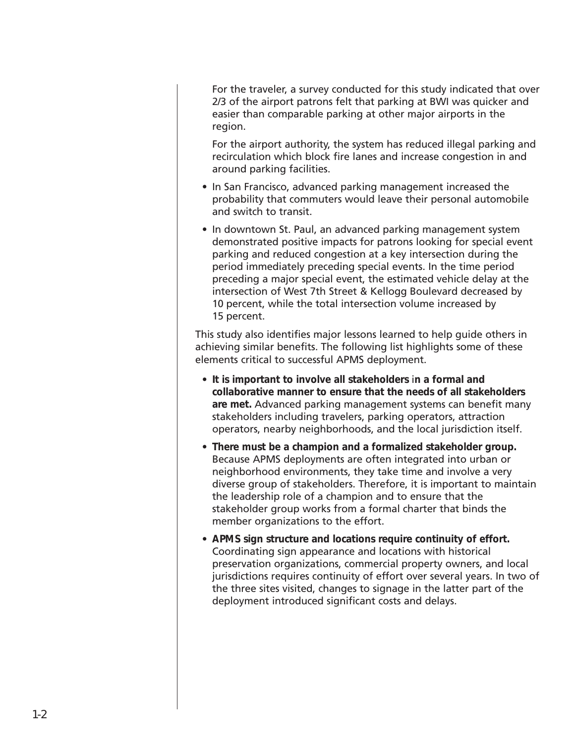For the traveler, a survey conducted for this study indicated that over 2/3 of the airport patrons felt that parking at BWI was quicker and easier than comparable parking at other major airports in the region.

For the airport authority, the system has reduced illegal parking and recirculation which block fire lanes and increase congestion in and around parking facilities.

- In San Francisco, advanced parking management increased the probability that commuters would leave their personal automobile and switch to transit.
- In downtown St. Paul, an advanced parking management system demonstrated positive impacts for patrons looking for special event parking and reduced congestion at a key intersection during the period immediately preceding special events. In the time period preceding a major special event, the estimated vehicle delay at the intersection of West 7th Street & Kellogg Boulevard decreased by 10 percent, while the total intersection volume increased by 15 percent.

This study also identifies major lessons learned to help guide others in achieving similar benefits. The following list highlights some of these elements critical to successful APMS deployment.

- **It is important to involve all stakeholders in a formal and collaborative manner to ensure that the needs of all stakeholders are met.** Advanced parking management systems can benefit many stakeholders including travelers, parking operators, attraction operators, nearby neighborhoods, and the local jurisdiction itself.
- **There must be a champion and a formalized stakeholder group.** Because APMS deployments are often integrated into urban or neighborhood environments, they take time and involve a very diverse group of stakeholders. Therefore, it is important to maintain the leadership role of a champion and to ensure that the stakeholder group works from a formal charter that binds the member organizations to the effort.
- **APMS sign structure and locations require continuity of effort.** Coordinating sign appearance and locations with historical preservation organizations, commercial property owners, and local jurisdictions requires continuity of effort over several years. In two of the three sites visited, changes to signage in the latter part of the deployment introduced significant costs and delays.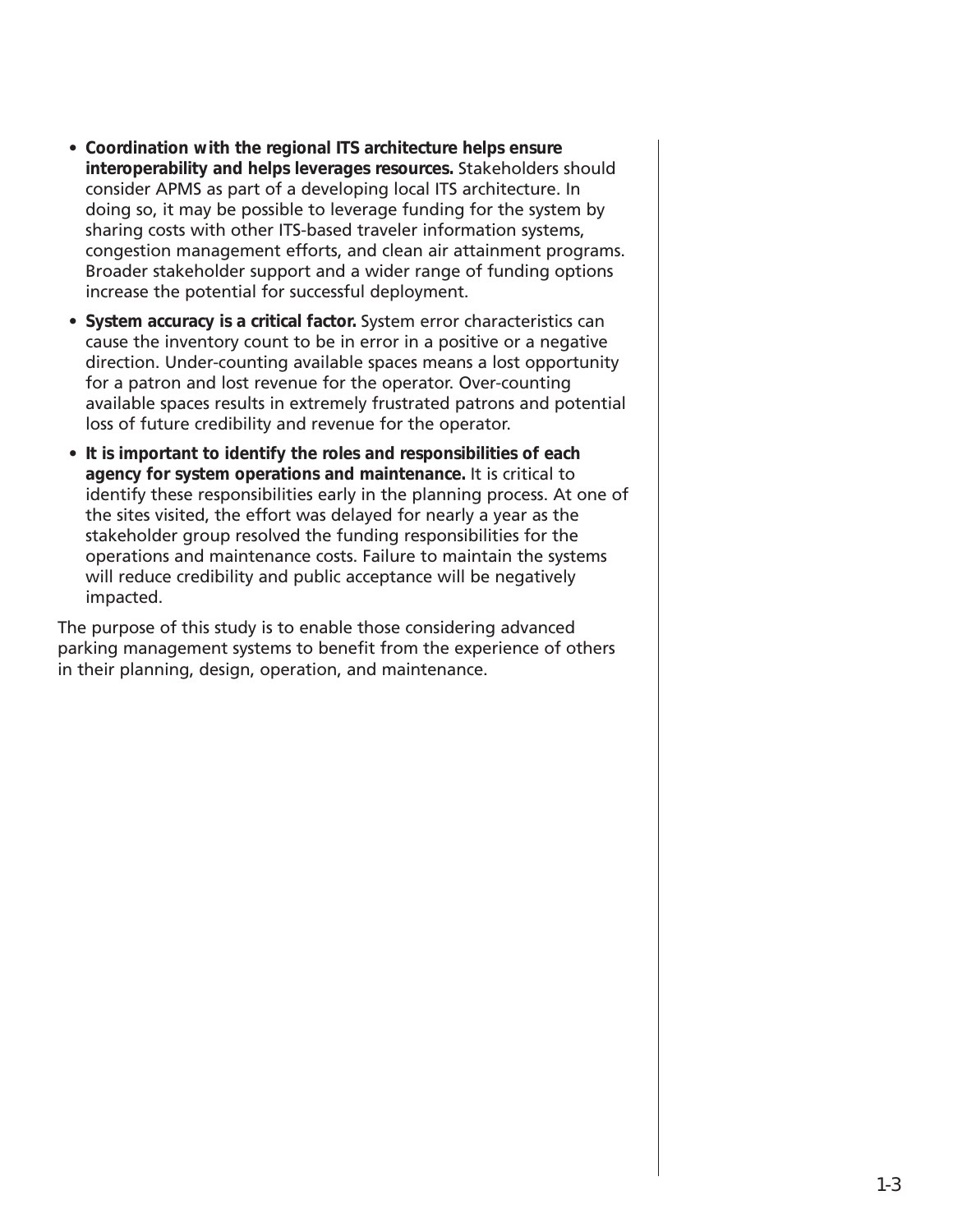- **Coordination with the regional ITS architecture helps ensure interoperability and helps leverages resources.** Stakeholders should consider APMS as part of a developing local ITS architecture. In doing so, it may be possible to leverage funding for the system by sharing costs with other ITS-based traveler information systems, congestion management efforts, and clean air attainment programs. Broader stakeholder support and a wider range of funding options increase the potential for successful deployment.
- **System accuracy is a critical factor.** System error characteristics can cause the inventory count to be in error in a positive or a negative direction. Under-counting available spaces means a lost opportunity for a patron and lost revenue for the operator. Over-counting available spaces results in extremely frustrated patrons and potential loss of future credibility and revenue for the operator.
- **It is important to identify the roles and responsibilities of each agency for system operations and maintenance.** It is critical to identify these responsibilities early in the planning process. At one of the sites visited, the effort was delayed for nearly a year as the stakeholder group resolved the funding responsibilities for the operations and maintenance costs. Failure to maintain the systems will reduce credibility and public acceptance will be negatively impacted.

The purpose of this study is to enable those considering advanced parking management systems to benefit from the experience of others in their planning, design, operation, and maintenance.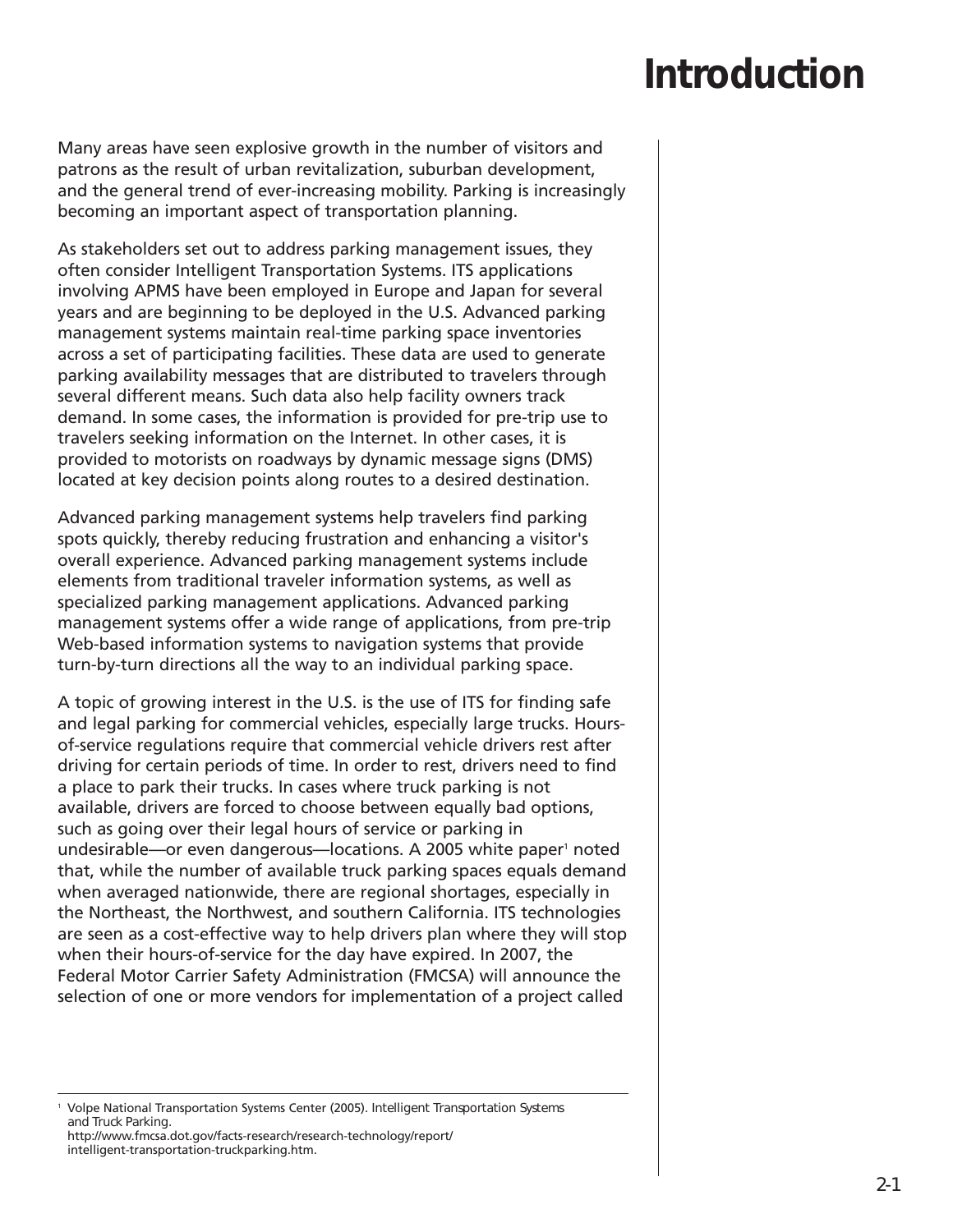# Introduction

Many areas have seen explosive growth in the number of visitors and patrons as the result of urban revitalization, suburban development, and the general trend of ever-increasing mobility. Parking is increasingly becoming an important aspect of transportation planning.

As stakeholders set out to address parking management issues, they often consider Intelligent Transportation Systems. ITS applications involving APMS have been employed in Europe and Japan for several years and are beginning to be deployed in the U.S. Advanced parking management systems maintain real-time parking space inventories across a set of participating facilities. These data are used to generate parking availability messages that are distributed to travelers through several different means. Such data also help facility owners track demand. In some cases, the information is provided for pre-trip use to travelers seeking information on the Internet. In other cases, it is provided to motorists on roadways by dynamic message signs (DMS) located at key decision points along routes to a desired destination.

Advanced parking management systems help travelers find parking spots quickly, thereby reducing frustration and enhancing a visitor's overall experience. Advanced parking management systems include elements from traditional traveler information systems, as well as specialized parking management applications. Advanced parking management systems offer a wide range of applications, from pre-trip Web-based information systems to navigation systems that provide turn-by-turn directions all the way to an individual parking space.

A topic of growing interest in the U.S. is the use of ITS for finding safe and legal parking for commercial vehicles, especially large trucks. Hours-of-service regulations require that commercial vehicle drivers rest after driving for certain periods of time. In order to rest, drivers need to find a place to park their trucks. In cases where truck parking is not available, drivers are forced to choose between equally bad options, such as going over their legal hours of service or parking in undesirable—or even dangerous—locations. A 2005 white paper[1] noted that, while the number of available truck parking spaces equals demand when averaged nationwide, there are regional shortages, especially in the Northeast, the Northwest, and southern California. ITS technologies are seen as a cost-effective way to help drivers plan where they will stop when their hours-of-service for the day have expired. In 2007, the Federal Motor Carrier Safety Administration (FMCSA) will announce the selection of one or more vendors for implementation of a project called

[1] Volpe National Transportation Systems Center (2005). Intelligent Transportation Systems and Truck Parking. http://www.fmcsa.dot.gov/facts-research/research-technology/report/intelligent-transportation-truckparking.htm.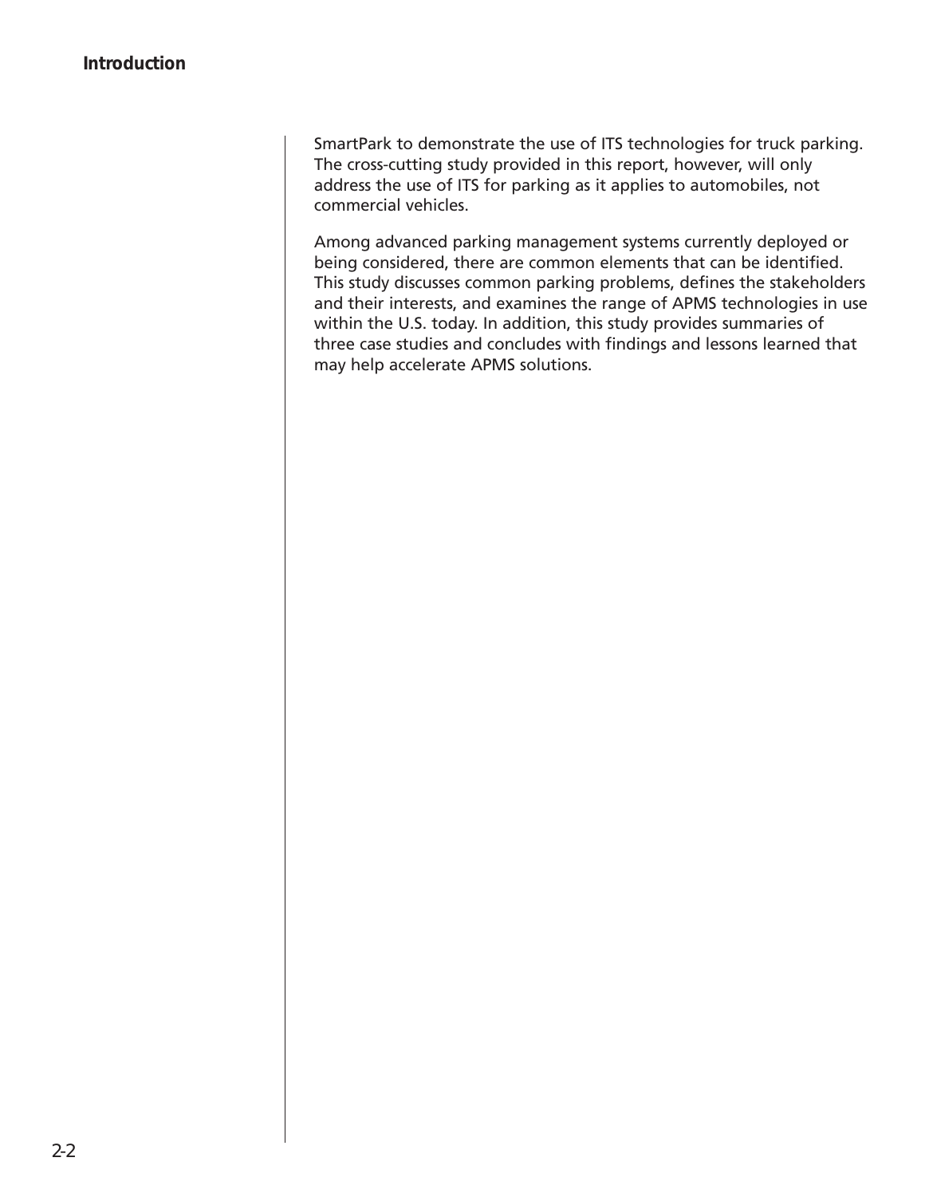SmartPark to demonstrate the use of ITS technologies for truck parking. The cross-cutting study provided in this report, however, will only address the use of ITS for parking as it applies to automobiles, not commercial vehicles.

Among advanced parking management systems currently deployed or being considered, there are common elements that can be identified. This study discusses common parking problems, defines the stakeholders and their interests, and examines the range of APMS technologies in use within the U.S. today. In addition, this study provides summaries of three case studies and concludes with findings and lessons learned that may help accelerate APMS solutions.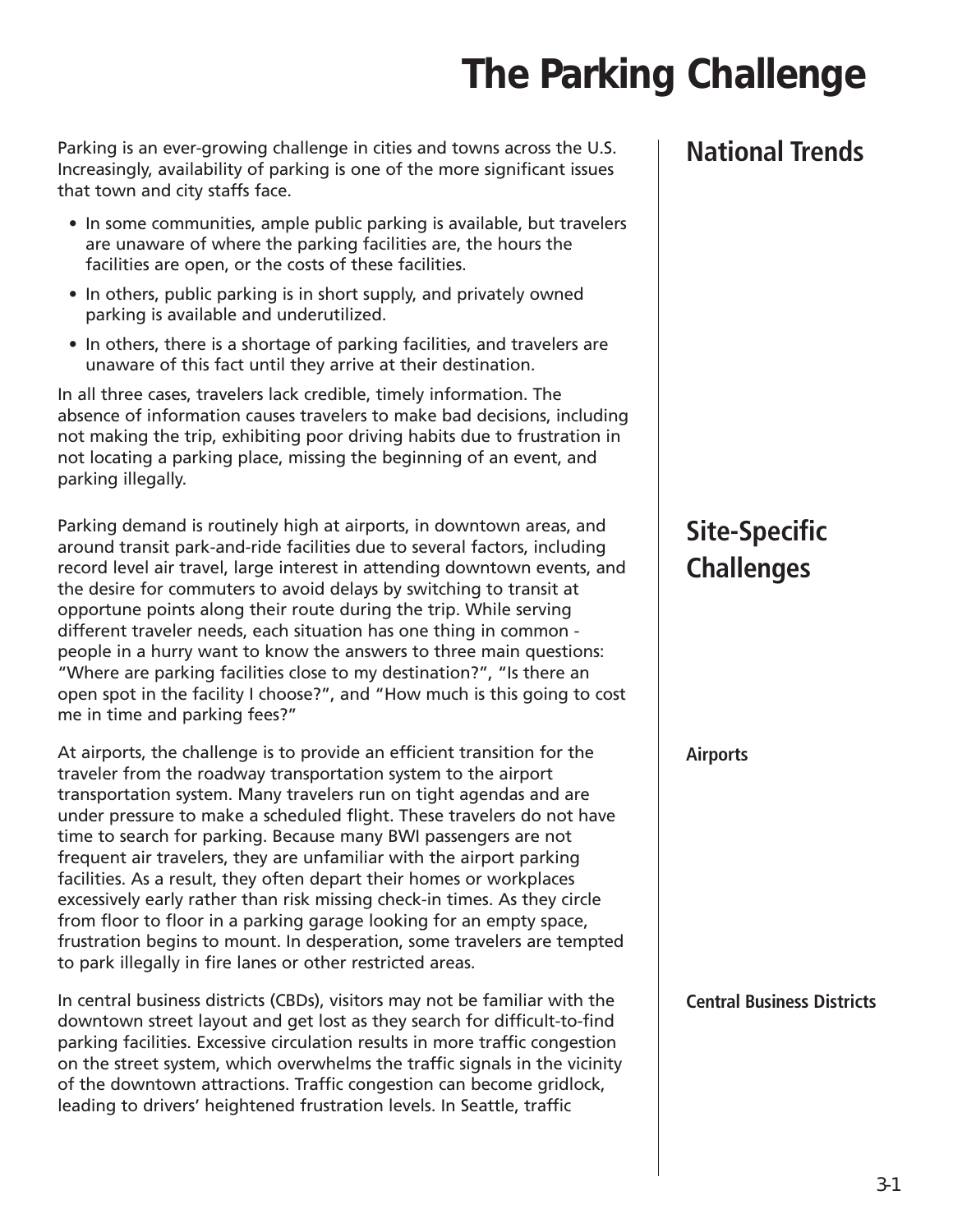# The Parking Challenge

## National Trends

Parking is an ever-growing challenge in cities and towns across the U.S. Increasingly, availability of parking is one of the more significant issues that town and city staffs face.

- In some communities, ample public parking is available, but travelers are unaware of where the parking facilities are, the hours the facilities are open, or the costs of these facilities.
- In others, public parking is in short supply, and privately owned parking is available and underutilized.
- In others, there is a shortage of parking facilities, and travelers are unaware of this fact until they arrive at their destination.

In all three cases, travelers lack credible, timely information. The absence of information causes travelers to make bad decisions, including not making the trip, exhibiting poor driving habits due to frustration in not locating a parking place, missing the beginning of an event, and parking illegally.

## Site-Specific Challenges

Parking demand is routinely high at airports, in downtown areas, and around transit park-and-ride facilities due to several factors, including record level air travel, large interest in attending downtown events, and the desire for commuters to avoid delays by switching to transit at opportune points along their route during the trip. While serving different traveler needs, each situation has one thing in common - people in a hurry want to know the answers to three main questions: “Where are parking facilities close to my destination?”, “Is there an open spot in the facility I choose?”, and “How much is this going to cost me in time and parking fees?”

### Airports

At airports, the challenge is to provide an efficient transition for the traveler from the roadway transportation system to the airport transportation system. Many travelers run on tight agendas and are under pressure to make a scheduled flight. These travelers do not have time to search for parking. Because many BWI passengers are not frequent air travelers, they are unfamiliar with the airport parking facilities. As a result, they often depart their homes or workplaces excessively early rather than risk missing check-in times. As they circle from floor to floor in a parking garage looking for an empty space, frustration begins to mount. In desperation, some travelers are tempted to park illegally in fire lanes or other restricted areas.

### Central Business Districts

In central business districts (CBDs), visitors may not be familiar with the downtown street layout and get lost as they search for difficult-to-find parking facilities. Excessive circulation results in more traffic congestion on the street system, which overwhelms the traffic signals in the vicinity of the downtown attractions. Traffic congestion can become gridlock, leading to drivers’ heightened frustration levels. In Seattle, traffic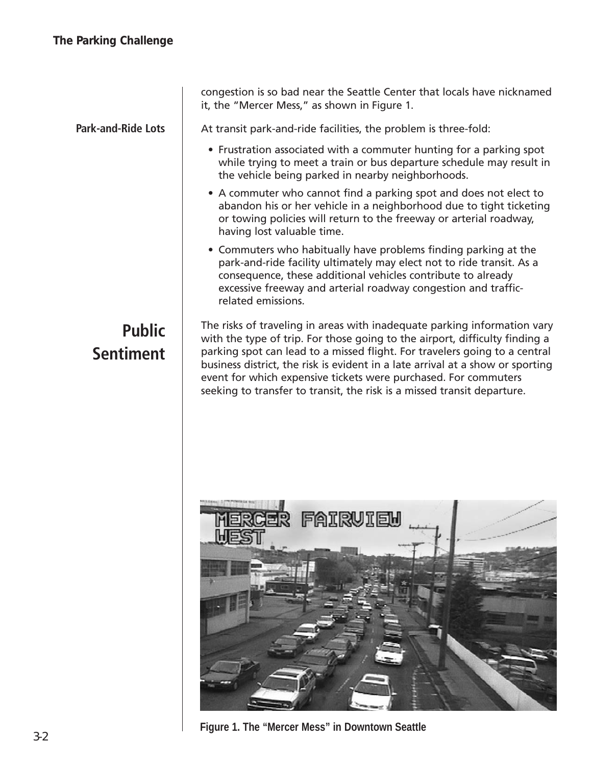congestion is so bad near the Seattle Center that locals have nicknamed it, the "Mercer Mess," as shown in Figure 1.

### Park-and-Ride Lots

At transit park-and-ride facilities, the problem is three-fold:

- Frustration associated with a commuter hunting for a parking spot while trying to meet a train or bus departure schedule may result in the vehicle being parked in nearby neighborhoods.
- A commuter who cannot find a parking spot and does not elect to abandon his or her vehicle in a neighborhood due to tight ticketing or towing policies will return to the freeway or arterial roadway, having lost valuable time.
- Commuters who habitually have problems finding parking at the park-and-ride facility ultimately may elect not to ride transit. As a consequence, these additional vehicles contribute to already excessive freeway and arterial roadway congestion and traffic-related emissions.

## Public Sentiment

The risks of traveling in areas with inadequate parking information vary with the type of trip. For those going to the airport, difficulty finding a parking spot can lead to a missed flight. For travelers going to a central business district, the risk is evident in a late arrival at a show or sporting event for which expensive tickets were purchased. For commuters seeking to transfer to transit, the risk is a missed transit departure.

Figure 1. The "Mercer Mess" in Downtown Seattle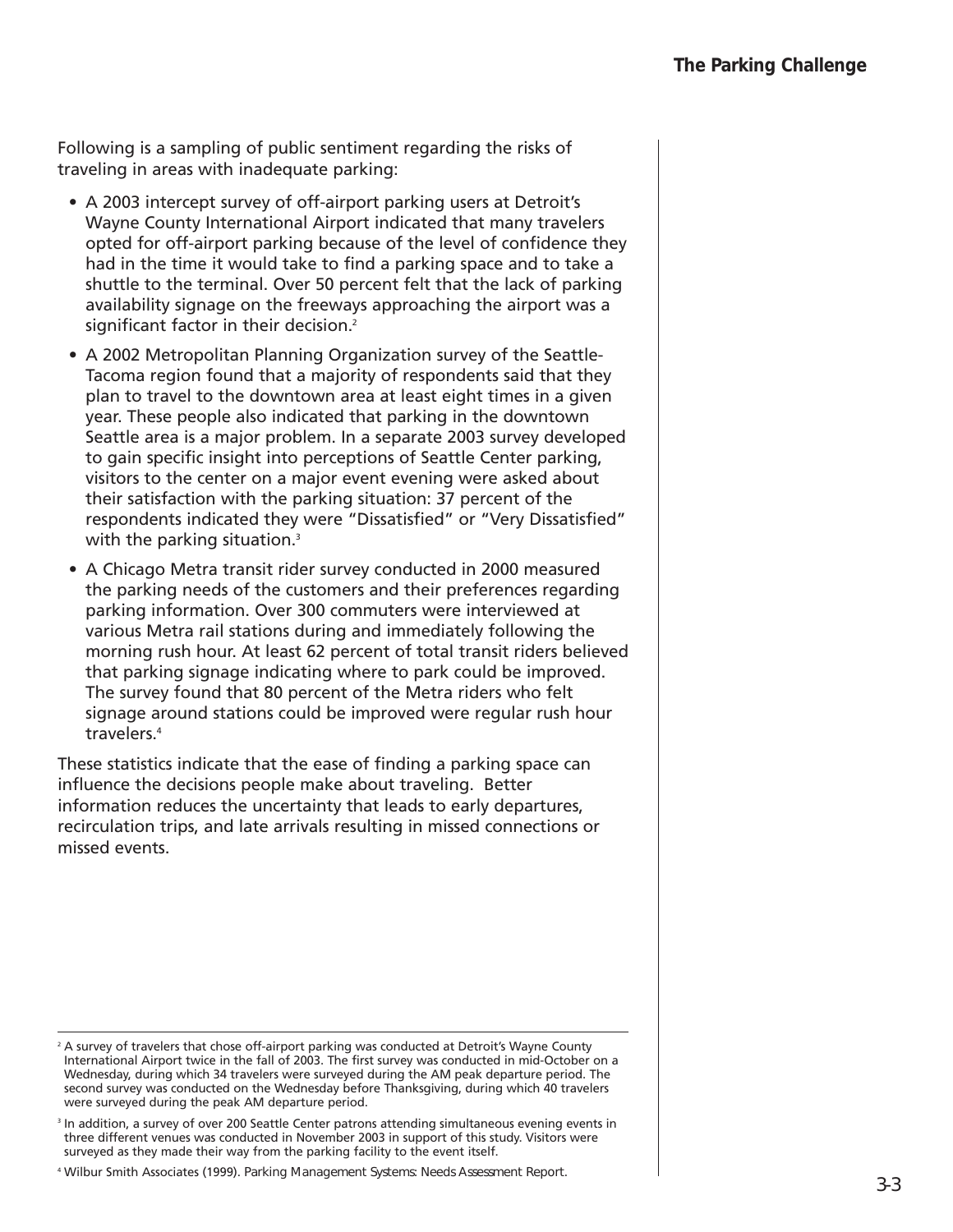Following is a sampling of public sentiment regarding the risks of traveling in areas with inadequate parking:

- A 2003 intercept survey of off-airport parking users at Detroit's Wayne County International Airport indicated that many travelers opted for off-airport parking because of the level of confidence they had in the time it would take to find a parking space and to take a shuttle to the terminal. Over 50 percent felt that the lack of parking availability signage on the freeways approaching the airport was a significant factor in their decision.[2]
- A 2002 Metropolitan Planning Organization survey of the Seattle-Tacoma region found that a majority of respondents said that they plan to travel to the downtown area at least eight times in a given year. These people also indicated that parking in the downtown Seattle area is a major problem. In a separate 2003 survey developed to gain specific insight into perceptions of Seattle Center parking, visitors to the center on a major event evening were asked about their satisfaction with the parking situation: 37 percent of the respondents indicated they were "Dissatisfied" or "Very Dissatisfied" with the parking situation.[3]
- A Chicago Metra transit rider survey conducted in 2000 measured the parking needs of the customers and their preferences regarding parking information. Over 300 commuters were interviewed at various Metra rail stations during and immediately following the morning rush hour. At least 62 percent of total transit riders believed that parking signage indicating where to park could be improved. The survey found that 80 percent of the Metra riders who felt signage around stations could be improved were regular rush hour travelers.[4]

These statistics indicate that the ease of finding a parking space can influence the decisions people make about traveling. Better information reduces the uncertainty that leads to early departures, recirculation trips, and late arrivals resulting in missed connections or missed events.

---

[2] A survey of travelers that chose off-airport parking was conducted at Detroit's Wayne County International Airport twice in the fall of 2003. The first survey was conducted in mid-October on a Wednesday, during which 34 travelers were surveyed during the AM peak departure period. The second survey was conducted on the Wednesday before Thanksgiving, during which 40 travelers were surveyed during the peak AM departure period.

[3] In addition, a survey of over 200 Seattle Center patrons attending simultaneous evening events in three different venues was conducted in November 2003 in support of this study. Visitors were surveyed as they made their way from the parking facility to the event itself.

[4] Wilbur Smith Associates (1999). *Parking Management Systems: Needs Assessment Report.*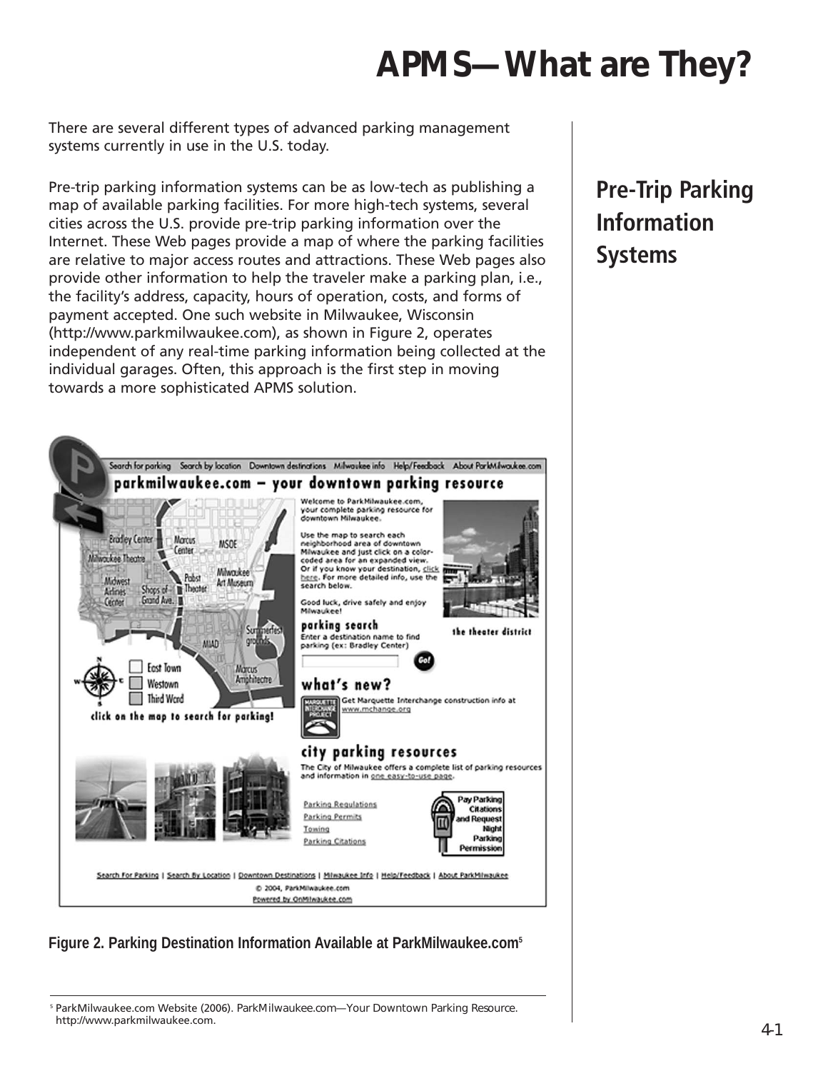# APMS—What are They?

There are several different types of advanced parking management systems currently in use in the U.S. today.

## Pre-Trip Parking Information Systems

Pre-trip parking information systems can be as low-tech as publishing a map of available parking facilities. For more high-tech systems, several cities across the U.S. provide pre-trip parking information over the Internet. These Web pages provide a map of where the parking facilities are relative to major access routes and attractions. These Web pages also provide other information to help the traveler make a parking plan, i.e., the facility's address, capacity, hours of operation, costs, and forms of payment accepted. One such website in Milwaukee, Wisconsin (http://www.parkmilwaukee.com), as shown in Figure 2, operates independent of any real-time parking information being collected at the individual garages. Often, this approach is the first step in moving towards a more sophisticated APMS solution.

**Figure 2. Parking Destination Information Available at ParkMilwaukee.com[5]**

[5] ParkMilwaukee.com Website (2006). ParkMilwaukee.com—Your Downtown Parking Resource. http://www.parkmilwaukee.com.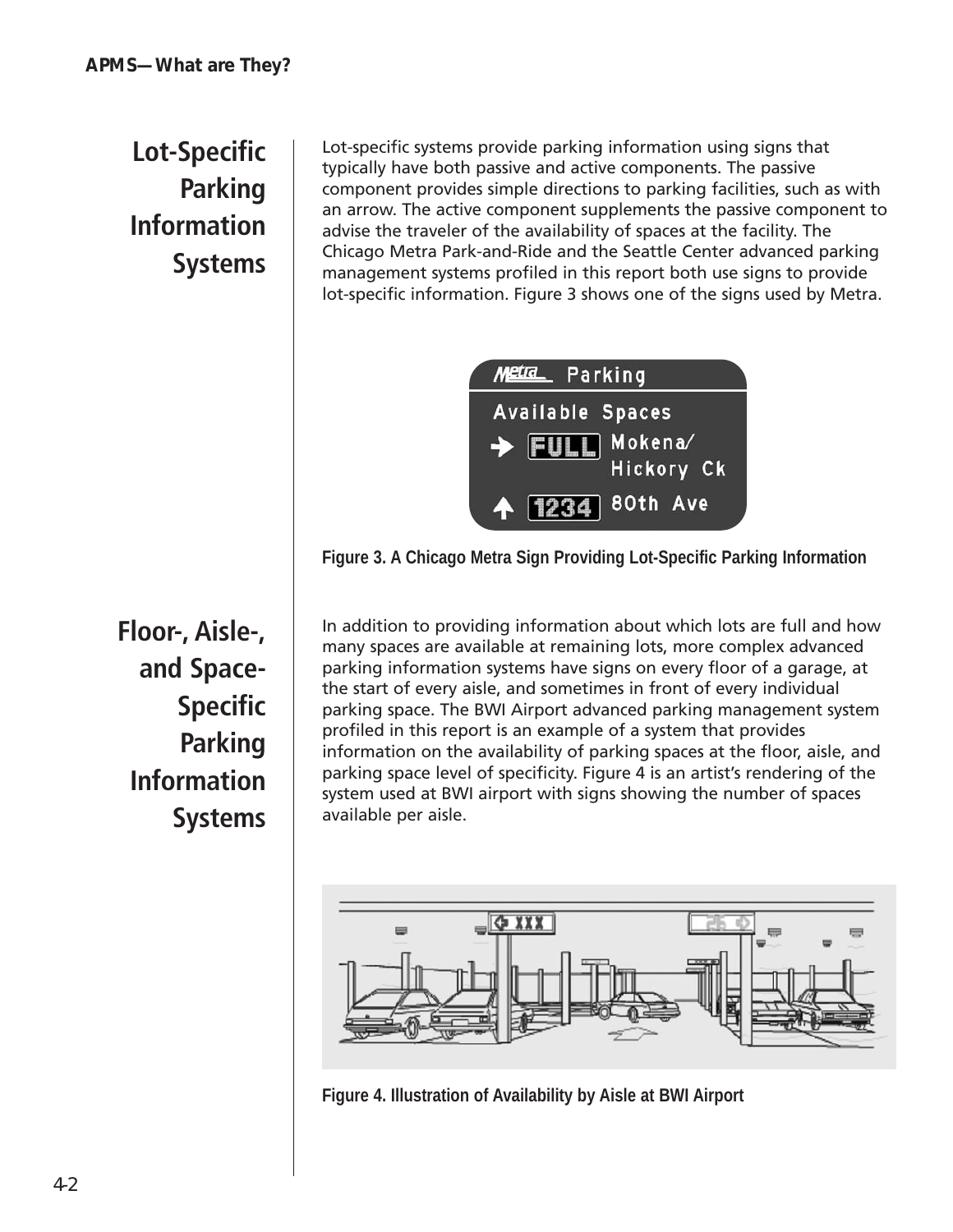## Lot-Specific Parking Information Systems

Lot-specific systems provide parking information using signs that typically have both passive and active components. The passive component provides simple directions to parking facilities, such as with an arrow. The active component supplements the passive component to advise the traveler of the availability of spaces at the facility. The Chicago Metra Park-and-Ride and the Seattle Center advanced parking management systems profiled in this report both use signs to provide lot-specific information. Figure 3 shows one of the signs used by Metra.

**Figure 3. A Chicago Metra Sign Providing Lot-Specific Parking Information**

## Floor-, Aisle-, and Space-Specific Parking Information Systems

In addition to providing information about which lots are full and how many spaces are available at remaining lots, more complex advanced parking information systems have signs on every floor of a garage, at the start of every aisle, and sometimes in front of every individual parking space. The BWI Airport advanced parking management system profiled in this report is an example of a system that provides information on the availability of parking spaces at the floor, aisle, and parking space level of specificity. Figure 4 is an artist's rendering of the system used at BWI airport with signs showing the number of spaces available per aisle.

**Figure 4. Illustration of Availability by Aisle at BWI Airport**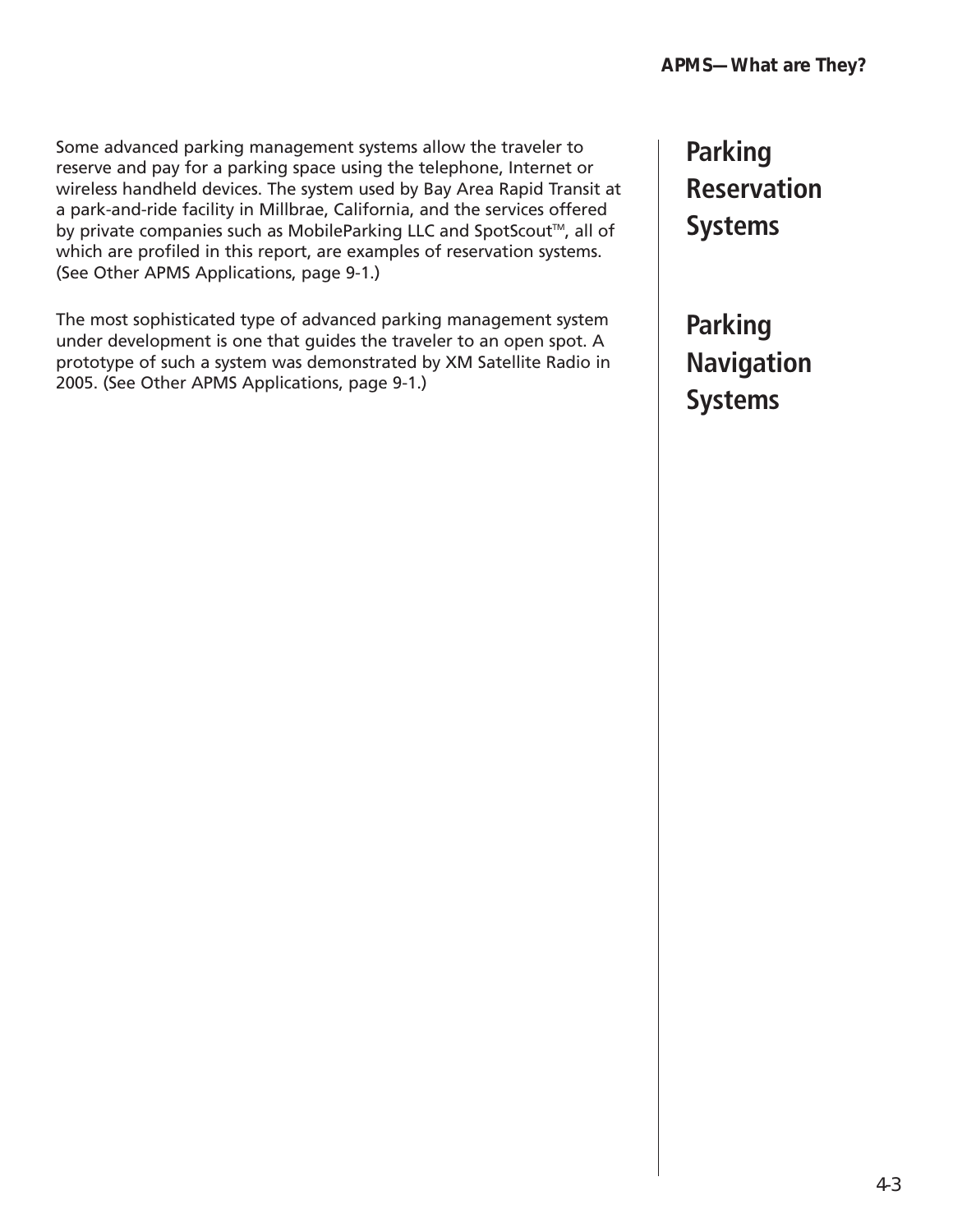## Parking Reservation Systems

Some advanced parking management systems allow the traveler to reserve and pay for a parking space using the telephone, Internet or wireless handheld devices. The system used by Bay Area Rapid Transit at a park-and-ride facility in Millbrae, California, and the services offered by private companies such as MobileParking LLC and SpotScout™, all of which are profiled in this report, are examples of reservation systems. (See Other APMS Applications, page 9-1.)

## Parking Navigation Systems

The most sophisticated type of advanced parking management system under development is one that guides the traveler to an open spot. A prototype of such a system was demonstrated by XM Satellite Radio in 2005. (See Other APMS Applications, page 9-1.)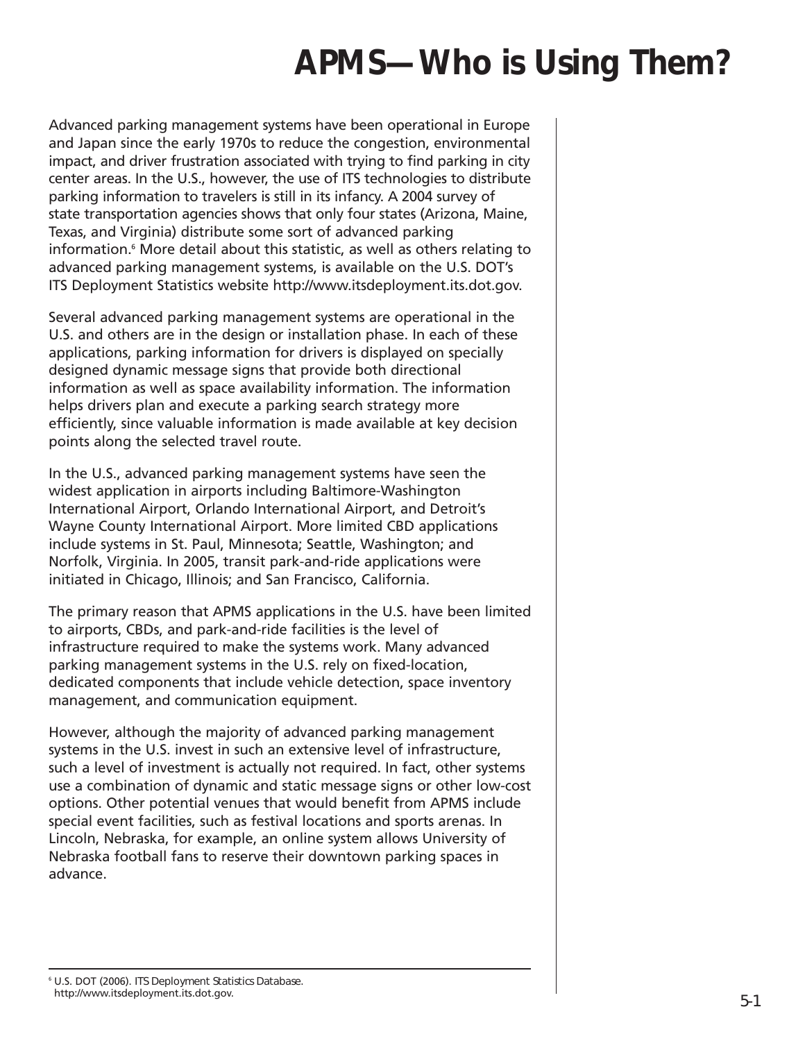# APMS—Who is Using Them?

Advanced parking management systems have been operational in Europe and Japan since the early 1970s to reduce the congestion, environmental impact, and driver frustration associated with trying to find parking in city center areas. In the U.S., however, the use of ITS technologies to distribute parking information to travelers is still in its infancy. A 2004 survey of state transportation agencies shows that only four states (Arizona, Maine, Texas, and Virginia) distribute some sort of advanced parking information.[6] More detail about this statistic, as well as others relating to advanced parking management systems, is available on the U.S. DOT's ITS Deployment Statistics website http://www.itsdeployment.its.dot.gov.

Several advanced parking management systems are operational in the U.S. and others are in the design or installation phase. In each of these applications, parking information for drivers is displayed on specially designed dynamic message signs that provide both directional information as well as space availability information. The information helps drivers plan and execute a parking search strategy more efficiently, since valuable information is made available at key decision points along the selected travel route.

In the U.S., advanced parking management systems have seen the widest application in airports including Baltimore-Washington International Airport, Orlando International Airport, and Detroit's Wayne County International Airport. More limited CBD applications include systems in St. Paul, Minnesota; Seattle, Washington; and Norfolk, Virginia. In 2005, transit park-and-ride applications were initiated in Chicago, Illinois; and San Francisco, California.

The primary reason that APMS applications in the U.S. have been limited to airports, CBDs, and park-and-ride facilities is the level of infrastructure required to make the systems work. Many advanced parking management systems in the U.S. rely on fixed-location, dedicated components that include vehicle detection, space inventory management, and communication equipment.

However, although the majority of advanced parking management systems in the U.S. invest in such an extensive level of infrastructure, such a level of investment is actually not required. In fact, other systems use a combination of dynamic and static message signs or other low-cost options. Other potential venues that would benefit from APMS include special event facilities, such as festival locations and sports arenas. In Lincoln, Nebraska, for example, an online system allows University of Nebraska football fans to reserve their downtown parking spaces in advance.

[6] U.S. DOT (2006). ITS Deployment Statistics Database. http://www.itsdeployment.its.dot.gov.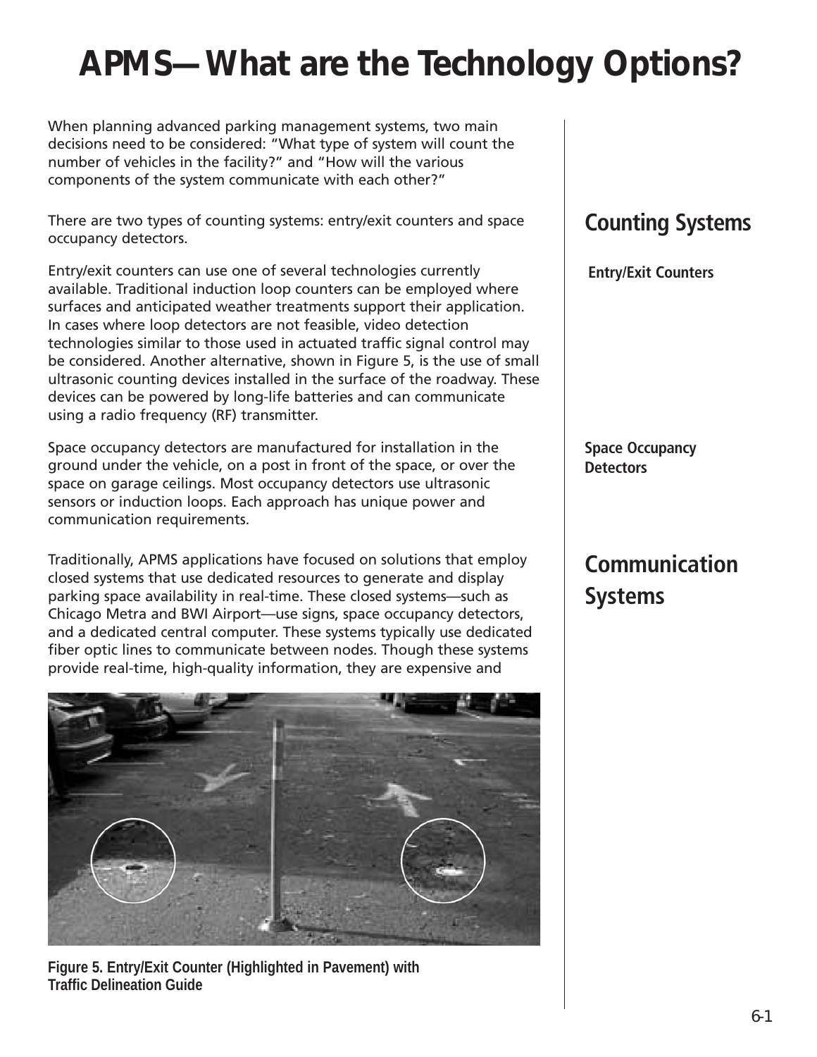# APMS—What are the Technology Options?

When planning advanced parking management systems, two main decisions need to be considered: "What type of system will count the number of vehicles in the facility?" and "How will the various components of the system communicate with each other?"

## Counting Systems

There are two types of counting systems: entry/exit counters and space occupancy detectors.

### Entry/Exit Counters

Entry/exit counters can use one of several technologies currently available. Traditional induction loop counters can be employed where surfaces and anticipated weather treatments support their application. In cases where loop detectors are not feasible, video detection technologies similar to those used in actuated traffic signal control may be considered. Another alternative, shown in Figure 5, is the use of small ultrasonic counting devices installed in the surface of the roadway. These devices can be powered by long-life batteries and can communicate using a radio frequency (RF) transmitter.

### Space Occupancy Detectors

Space occupancy detectors are manufactured for installation in the ground under the vehicle, on a post in front of the space, or over the space on garage ceilings. Most occupancy detectors use ultrasonic sensors or induction loops. Each approach has unique power and communication requirements.

## Communication Systems

Traditionally, APMS applications have focused on solutions that employ closed systems that use dedicated resources to generate and display parking space availability in real-time. These closed systems—such as Chicago Metra and BWI Airport—use signs, space occupancy detectors, and a dedicated central computer. These systems typically use dedicated fiber optic lines to communicate between nodes. Though these systems provide real-time, high-quality information, they are expensive and

**Figure 5. Entry/Exit Counter (Highlighted in Pavement) with Traffic Delineation Guide**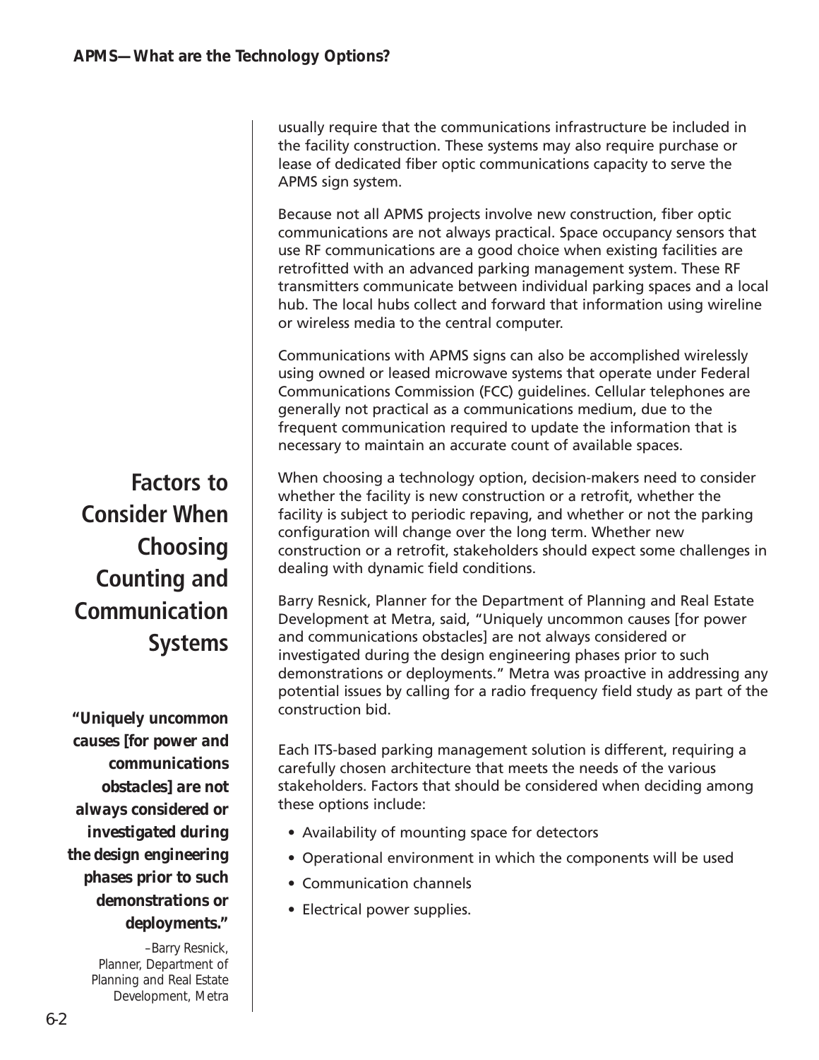usually require that the communications infrastructure be included in the facility construction. These systems may also require purchase or lease of dedicated fiber optic communications capacity to serve the APMS sign system.

Because not all APMS projects involve new construction, fiber optic communications are not always practical. Space occupancy sensors that use RF communications are a good choice when existing facilities are retrofitted with an advanced parking management system. These RF transmitters communicate between individual parking spaces and a local hub. The local hubs collect and forward that information using wireline or wireless media to the central computer.

Communications with APMS signs can also be accomplished wirelessly using owned or leased microwave systems that operate under Federal Communications Commission (FCC) guidelines. Cellular telephones are generally not practical as a communications medium, due to the frequent communication required to update the information that is necessary to maintain an accurate count of available spaces.

## Factors to Consider When Choosing Counting and Communication Systems

When choosing a technology option, decision-makers need to consider whether the facility is new construction or a retrofit, whether the facility is subject to periodic repaving, and whether or not the parking configuration will change over the long term. Whether new construction or a retrofit, stakeholders should expect some challenges in dealing with dynamic field conditions.

Barry Resnick, Planner for the Department of Planning and Real Estate Development at Metra, said, "Uniquely uncommon causes [for power and communications obstacles] are not always considered or investigated during the design engineering phases prior to such demonstrations or deployments." Metra was proactive in addressing any potential issues by calling for a radio frequency field study as part of the construction bid.

> ***"Uniquely uncommon causes [for power and communications obstacles] are not always considered or investigated during the design engineering phases prior to such demonstrations or deployments."***
>
> –Barry Resnick, Planner, Department of Planning and Real Estate Development, Metra

Each ITS-based parking management solution is different, requiring a carefully chosen architecture that meets the needs of the various stakeholders. Factors that should be considered when deciding among these options include:

- Availability of mounting space for detectors
- Operational environment in which the components will be used
- Communication channels
- Electrical power supplies.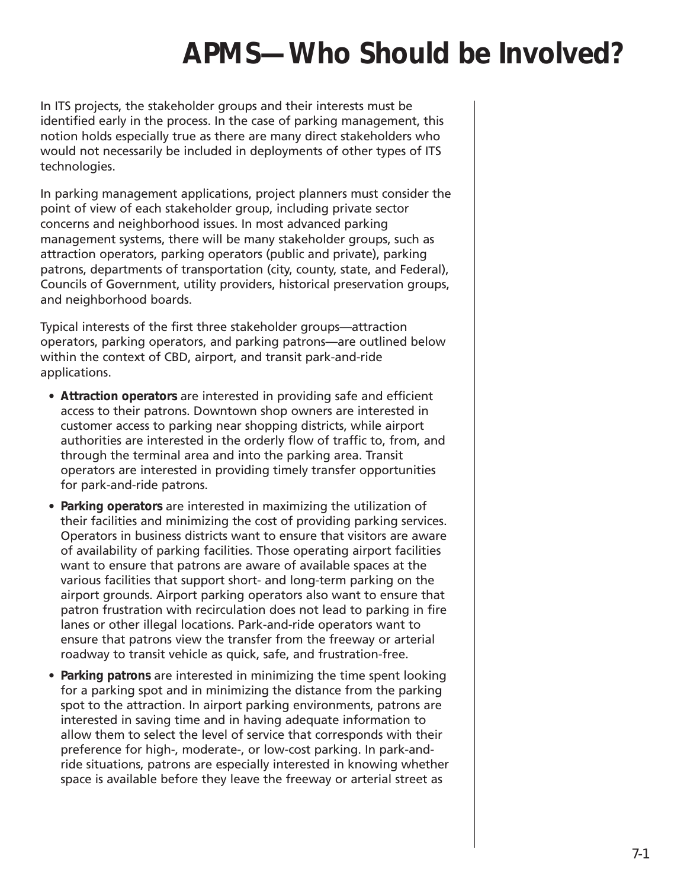# APMS—Who Should be Involved?

In ITS projects, the stakeholder groups and their interests must be identified early in the process. In the case of parking management, this notion holds especially true as there are many direct stakeholders who would not necessarily be included in deployments of other types of ITS technologies.

In parking management applications, project planners must consider the point of view of each stakeholder group, including private sector concerns and neighborhood issues. In most advanced parking management systems, there will be many stakeholder groups, such as attraction operators, parking operators (public and private), parking patrons, departments of transportation (city, county, state, and Federal), Councils of Government, utility providers, historical preservation groups, and neighborhood boards.

Typical interests of the first three stakeholder groups—attraction operators, parking operators, and parking patrons—are outlined below within the context of CBD, airport, and transit park-and-ride applications.

- **Attraction operators** are interested in providing safe and efficient access to their patrons. Downtown shop owners are interested in customer access to parking near shopping districts, while airport authorities are interested in the orderly flow of traffic to, from, and through the terminal area and into the parking area. Transit operators are interested in providing timely transfer opportunities for park-and-ride patrons.
- **Parking operators** are interested in maximizing the utilization of their facilities and minimizing the cost of providing parking services. Operators in business districts want to ensure that visitors are aware of availability of parking facilities. Those operating airport facilities want to ensure that patrons are aware of available spaces at the various facilities that support short- and long-term parking on the airport grounds. Airport parking operators also want to ensure that patron frustration with recirculation does not lead to parking in fire lanes or other illegal locations. Park-and-ride operators want to ensure that patrons view the transfer from the freeway or arterial roadway to transit vehicle as quick, safe, and frustration-free.
- **Parking patrons** are interested in minimizing the time spent looking for a parking spot and in minimizing the distance from the parking spot to the attraction. In airport parking environments, patrons are interested in saving time and in having adequate information to allow them to select the level of service that corresponds with their preference for high-, moderate-, or low-cost parking. In park-and-ride situations, patrons are especially interested in knowing whether space is available before they leave the freeway or arterial street as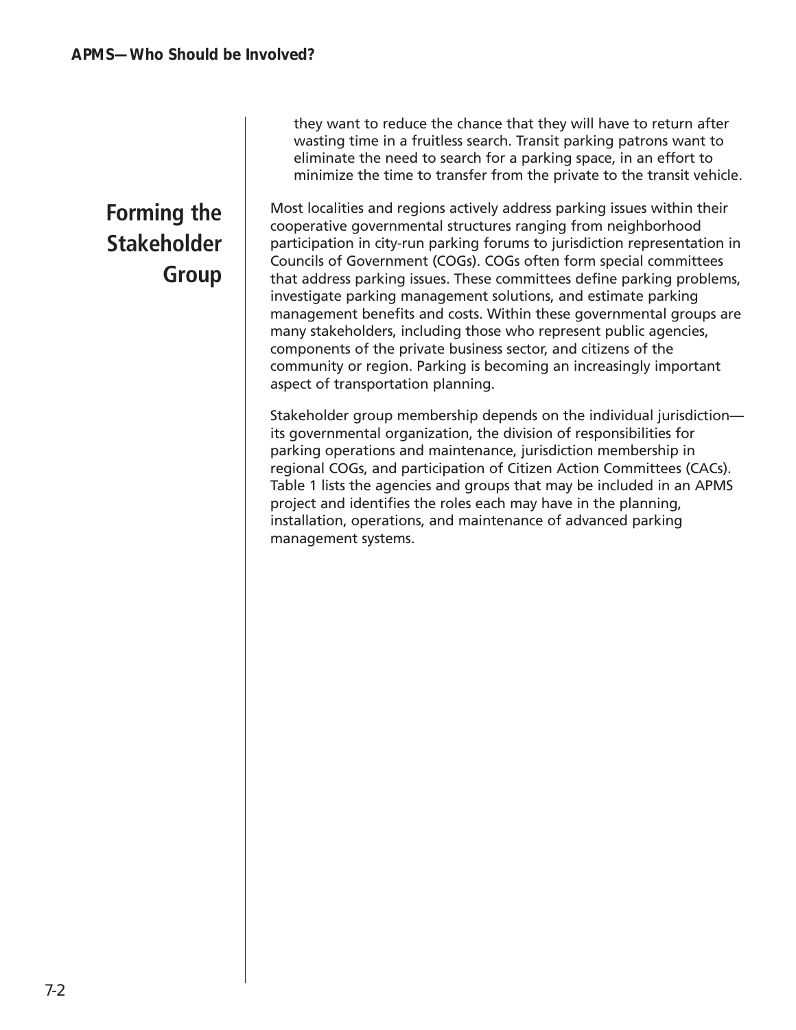they want to reduce the chance that they will have to return after wasting time in a fruitless search. Transit parking patrons want to eliminate the need to search for a parking space, in an effort to minimize the time to transfer from the private to the transit vehicle.

## Forming the Stakeholder Group

Most localities and regions actively address parking issues within their cooperative governmental structures ranging from neighborhood participation in city-run parking forums to jurisdiction representation in Councils of Government (COGs). COGs often form special committees that address parking issues. These committees define parking problems, investigate parking management solutions, and estimate parking management benefits and costs. Within these governmental groups are many stakeholders, including those who represent public agencies, components of the private business sector, and citizens of the community or region. Parking is becoming an increasingly important aspect of transportation planning.

Stakeholder group membership depends on the individual jurisdiction—its governmental organization, the division of responsibilities for parking operations and maintenance, jurisdiction membership in regional COGs, and participation of Citizen Action Committees (CACs). Table 1 lists the agencies and groups that may be included in an APMS project and identifies the roles each may have in the planning, installation, operations, and maintenance of advanced parking management systems.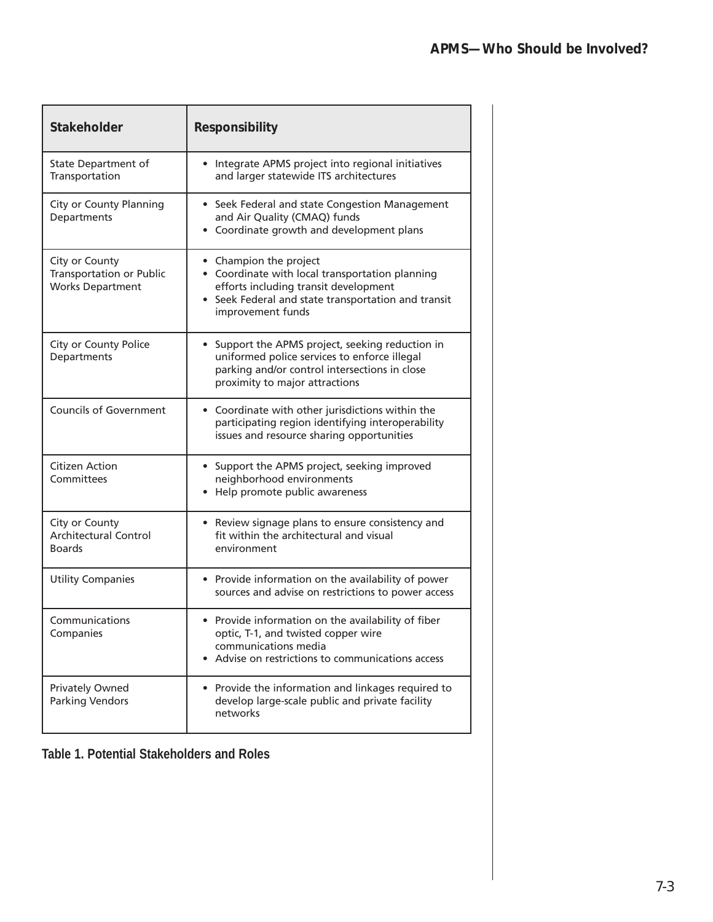| Stakeholder | Responsibility |
|---|---|
| State Department of Transportation | • Integrate APMS project into regional initiatives and larger statewide ITS architectures |
| City or County Planning Departments | • Seek Federal and state Congestion Management and Air Quality (CMAQ) funds<br>• Coordinate growth and development plans |
| City or County Transportation or Public Works Department | • Champion the project<br>• Coordinate with local transportation planning efforts including transit development<br>• Seek Federal and state transportation and transit improvement funds |
| City or County Police Departments | • Support the APMS project, seeking reduction in uniformed police services to enforce illegal parking and/or control intersections in close proximity to major attractions |
| Councils of Government | • Coordinate with other jurisdictions within the participating region identifying interoperability issues and resource sharing opportunities |
| Citizen Action Committees | • Support the APMS project, seeking improved neighborhood environments<br>• Help promote public awareness |
| City or County Architectural Control Boards | • Review signage plans to ensure consistency and fit within the architectural and visual environment |
| Utility Companies | • Provide information on the availability of power sources and advise on restrictions to power access |
| Communications Companies | • Provide information on the availability of fiber optic, T-1, and twisted copper wire communications media<br>• Advise on restrictions to communications access |
| Privately Owned Parking Vendors | • Provide the information and linkages required to develop large-scale public and private facility networks |

Table 1. Potential Stakeholders and Roles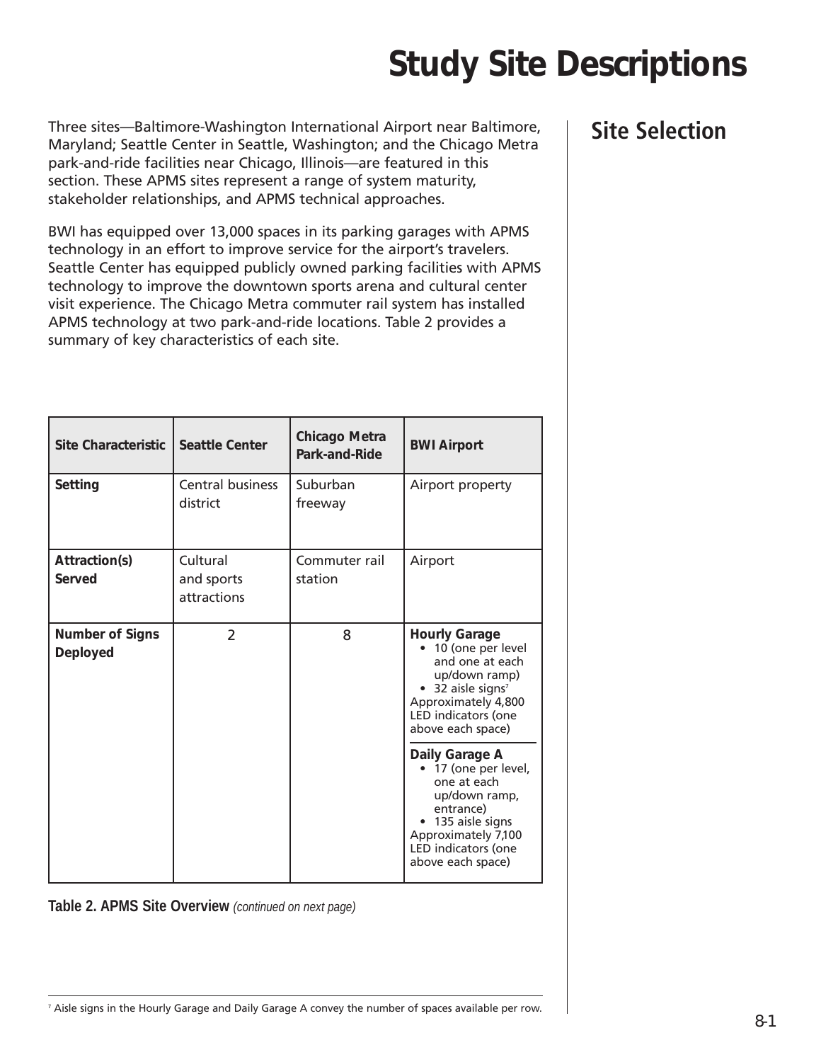# Study Site Descriptions

## Site Selection

Three sites—Baltimore-Washington International Airport near Baltimore, Maryland; Seattle Center in Seattle, Washington; and the Chicago Metra park-and-ride facilities near Chicago, Illinois—are featured in this section. These APMS sites represent a range of system maturity, stakeholder relationships, and APMS technical approaches.

BWI has equipped over 13,000 spaces in its parking garages with APMS technology in an effort to improve service for the airport's travelers. Seattle Center has equipped publicly owned parking facilities with APMS technology to improve the downtown sports arena and cultural center visit experience. The Chicago Metra commuter rail system has installed APMS technology at two park-and-ride locations. Table 2 provides a summary of key characteristics of each site.

| Site Characteristic | Seattle Center | Chicago Metra Park-and-Ride | BWI Airport |
|---|---|---|---|
| **Setting** | Central business district | Suburban freeway | Airport property |
| **Attraction(s) Served** | Cultural and sports attractions | Commuter rail station | Airport |
| **Number of Signs Deployed** | 2 | 8 | **Hourly Garage**<br>• 10 (one per level and one at each up/down ramp)<br>• 32 aisle signs[7]<br>Approximately 4,800 LED indicators (one above each space)<br><br>**Daily Garage A**<br>• 17 (one per level, one at each up/down ramp, entrance)<br>• 135 aisle signs<br>Approximately 7,100 LED indicators (one above each space) |

**Table 2. APMS Site Overview** *(continued on next page)*

[7] Aisle signs in the Hourly Garage and Daily Garage A convey the number of spaces available per row.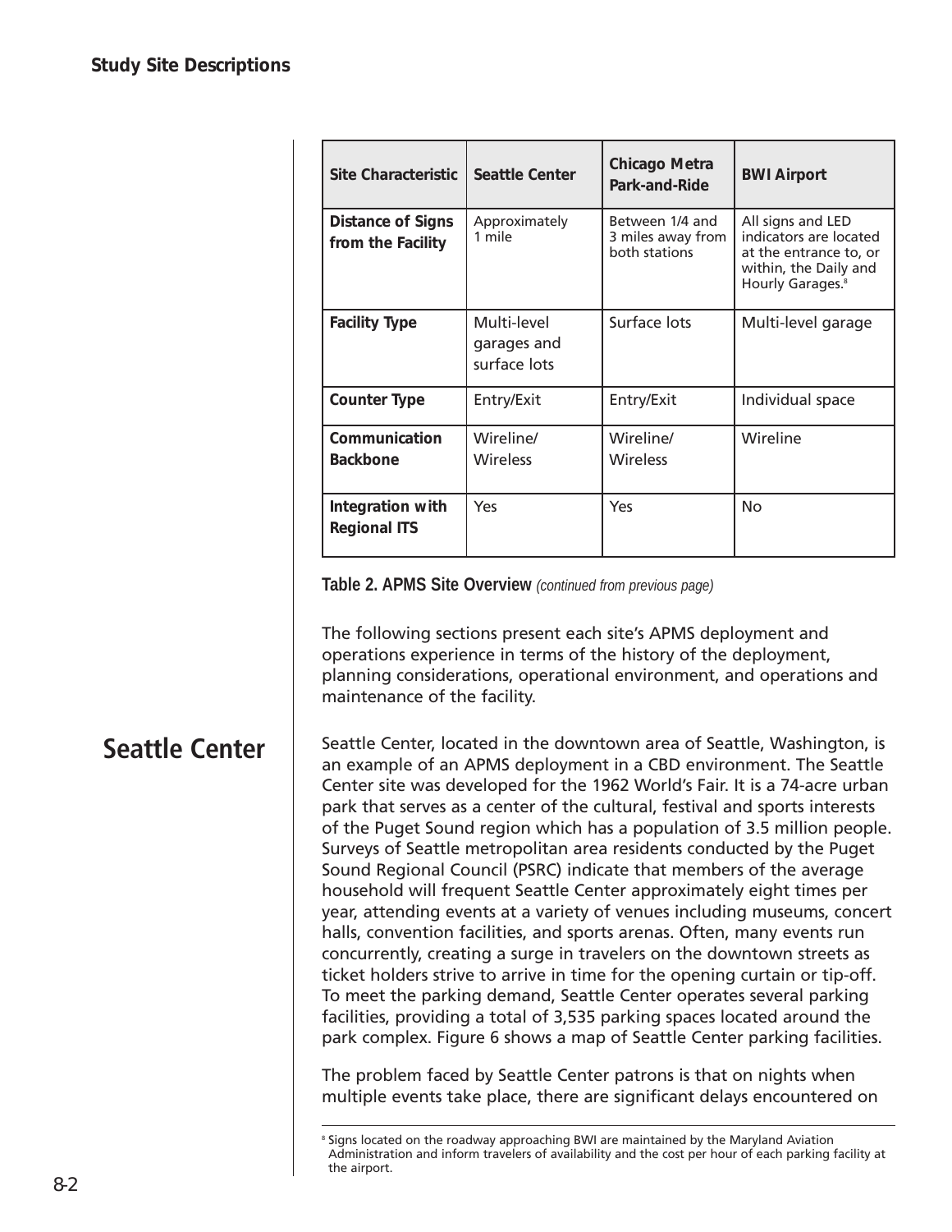| Site Characteristic | Seattle Center | Chicago Metra Park-and-Ride | BWI Airport |
|---|---|---|---|
| **Distance of Signs from the Facility** | Approximately 1 mile | Between 1/4 and 3 miles away from both stations | All signs and LED indicators are located at the entrance to, or within, the Daily and Hourly Garages.[8] |
| **Facility Type** | Multi-level garages and surface lots | Surface lots | Multi-level garage |
| **Counter Type** | Entry/Exit | Entry/Exit | Individual space |
| **Communication Backbone** | Wireline/ Wireless | Wireline/ Wireless | Wireline |
| **Integration with Regional ITS** | Yes | Yes | No |

**Table 2. APMS Site Overview** *(continued from previous page)*

The following sections present each site's APMS deployment and operations experience in terms of the history of the deployment, planning considerations, operational environment, and operations and maintenance of the facility.

## Seattle Center

Seattle Center, located in the downtown area of Seattle, Washington, is an example of an APMS deployment in a CBD environment. The Seattle Center site was developed for the 1962 World's Fair. It is a 74-acre urban park that serves as a center of the cultural, festival and sports interests of the Puget Sound region which has a population of 3.5 million people. Surveys of Seattle metropolitan area residents conducted by the Puget Sound Regional Council (PSRC) indicate that members of the average household will frequent Seattle Center approximately eight times per year, attending events at a variety of venues including museums, concert halls, convention facilities, and sports arenas. Often, many events run concurrently, creating a surge in travelers on the downtown streets as ticket holders strive to arrive in time for the opening curtain or tip-off. To meet the parking demand, Seattle Center operates several parking facilities, providing a total of 3,535 parking spaces located around the park complex. Figure 6 shows a map of Seattle Center parking facilities.

The problem faced by Seattle Center patrons is that on nights when multiple events take place, there are significant delays encountered on

[8] Signs located on the roadway approaching BWI are maintained by the Maryland Aviation Administration and inform travelers of availability and the cost per hour of each parking facility at the airport.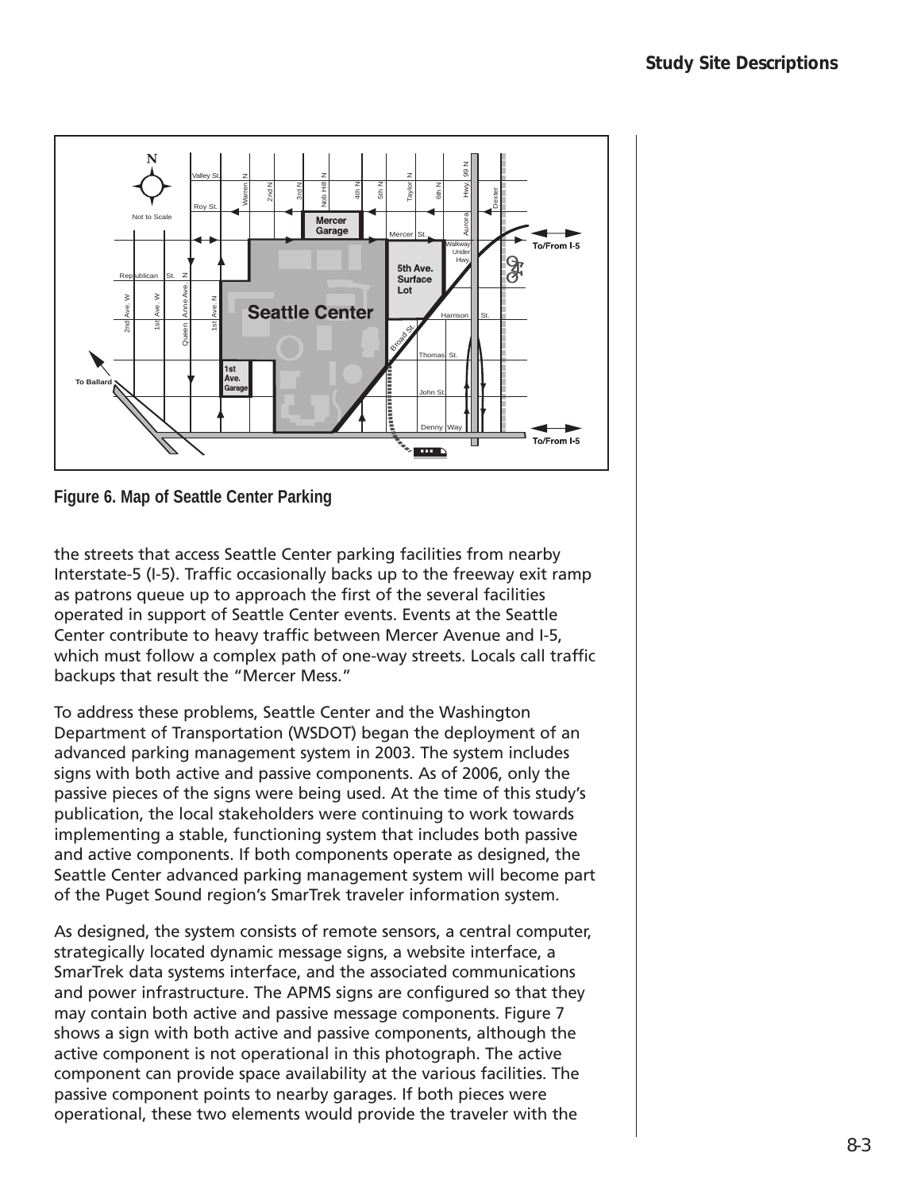Figure 6. Map of Seattle Center Parking

the streets that access Seattle Center parking facilities from nearby Interstate-5 (I-5). Traffic occasionally backs up to the freeway exit ramp as patrons queue up to approach the first of the several facilities operated in support of Seattle Center events. Events at the Seattle Center contribute to heavy traffic between Mercer Avenue and I-5, which must follow a complex path of one-way streets. Locals call traffic backups that result the "Mercer Mess."

To address these problems, Seattle Center and the Washington Department of Transportation (WSDOT) began the deployment of an advanced parking management system in 2003. The system includes signs with both active and passive components. As of 2006, only the passive pieces of the signs were being used. At the time of this study's publication, the local stakeholders were continuing to work towards implementing a stable, functioning system that includes both passive and active components. If both components operate as designed, the Seattle Center advanced parking management system will become part of the Puget Sound region's SmarTrek traveler information system.

As designed, the system consists of remote sensors, a central computer, strategically located dynamic message signs, a website interface, a SmarTrek data systems interface, and the associated communications and power infrastructure. The APMS signs are configured so that they may contain both active and passive message components. Figure 7 shows a sign with both active and passive components, although the active component is not operational in this photograph. The active component can provide space availability at the various facilities. The passive component points to nearby garages. If both pieces were operational, these two elements would provide the traveler with the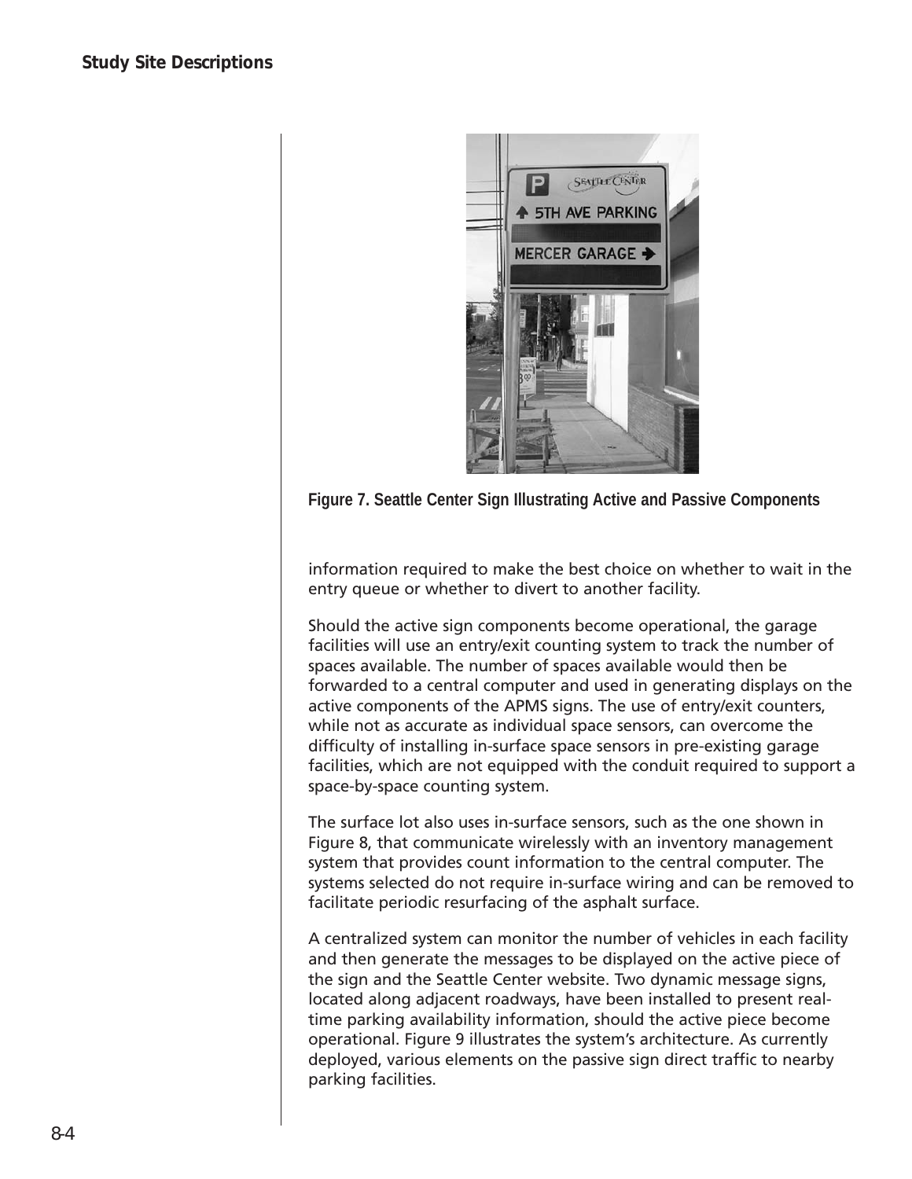Figure 7. Seattle Center Sign Illustrating Active and Passive Components

information required to make the best choice on whether to wait in the entry queue or whether to divert to another facility.

Should the active sign components become operational, the garage facilities will use an entry/exit counting system to track the number of spaces available. The number of spaces available would then be forwarded to a central computer and used in generating displays on the active components of the APMS signs. The use of entry/exit counters, while not as accurate as individual space sensors, can overcome the difficulty of installing in-surface space sensors in pre-existing garage facilities, which are not equipped with the conduit required to support a space-by-space counting system.

The surface lot also uses in-surface sensors, such as the one shown in Figure 8, that communicate wirelessly with an inventory management system that provides count information to the central computer. The systems selected do not require in-surface wiring and can be removed to facilitate periodic resurfacing of the asphalt surface.

A centralized system can monitor the number of vehicles in each facility and then generate the messages to be displayed on the active piece of the sign and the Seattle Center website. Two dynamic message signs, located along adjacent roadways, have been installed to present real-time parking availability information, should the active piece become operational. Figure 9 illustrates the system's architecture. As currently deployed, various elements on the passive sign direct traffic to nearby parking facilities.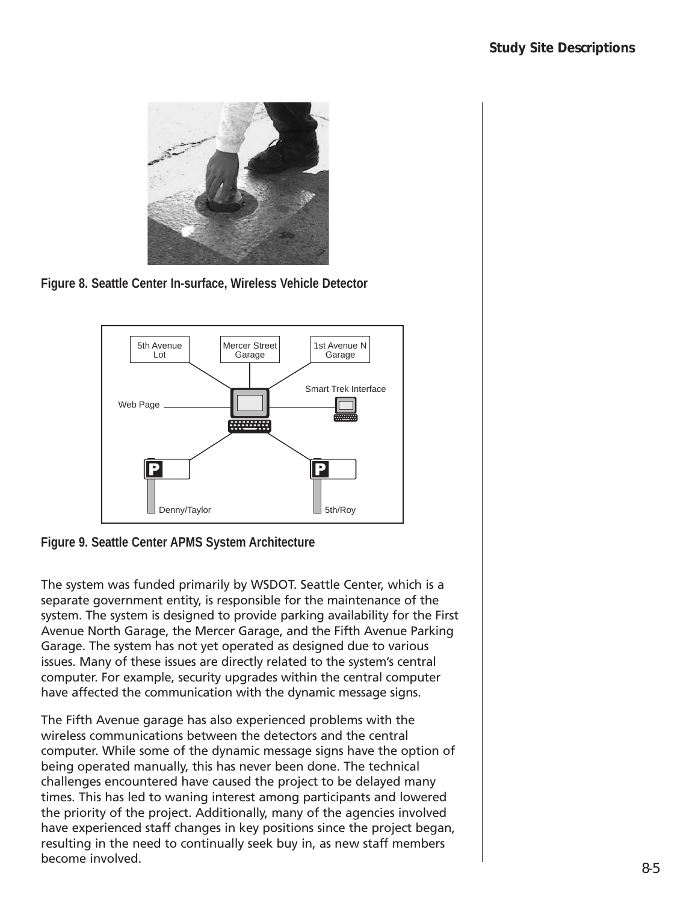Figure 8. Seattle Center In-surface, Wireless Vehicle Detector

Figure 9. Seattle Center APMS System Architecture

The system was funded primarily by WSDOT. Seattle Center, which is a separate government entity, is responsible for the maintenance of the system. The system is designed to provide parking availability for the First Avenue North Garage, the Mercer Garage, and the Fifth Avenue Parking Garage. The system has not yet operated as designed due to various issues. Many of these issues are directly related to the system's central computer. For example, security upgrades within the central computer have affected the communication with the dynamic message signs.

The Fifth Avenue garage has also experienced problems with the wireless communications between the detectors and the central computer. While some of the dynamic message signs have the option of being operated manually, this has never been done. The technical challenges encountered have caused the project to be delayed many times. This has led to waning interest among participants and lowered the priority of the project. Additionally, many of the agencies involved have experienced staff changes in key positions since the project began, resulting in the need to continually seek buy in, as new staff members become involved.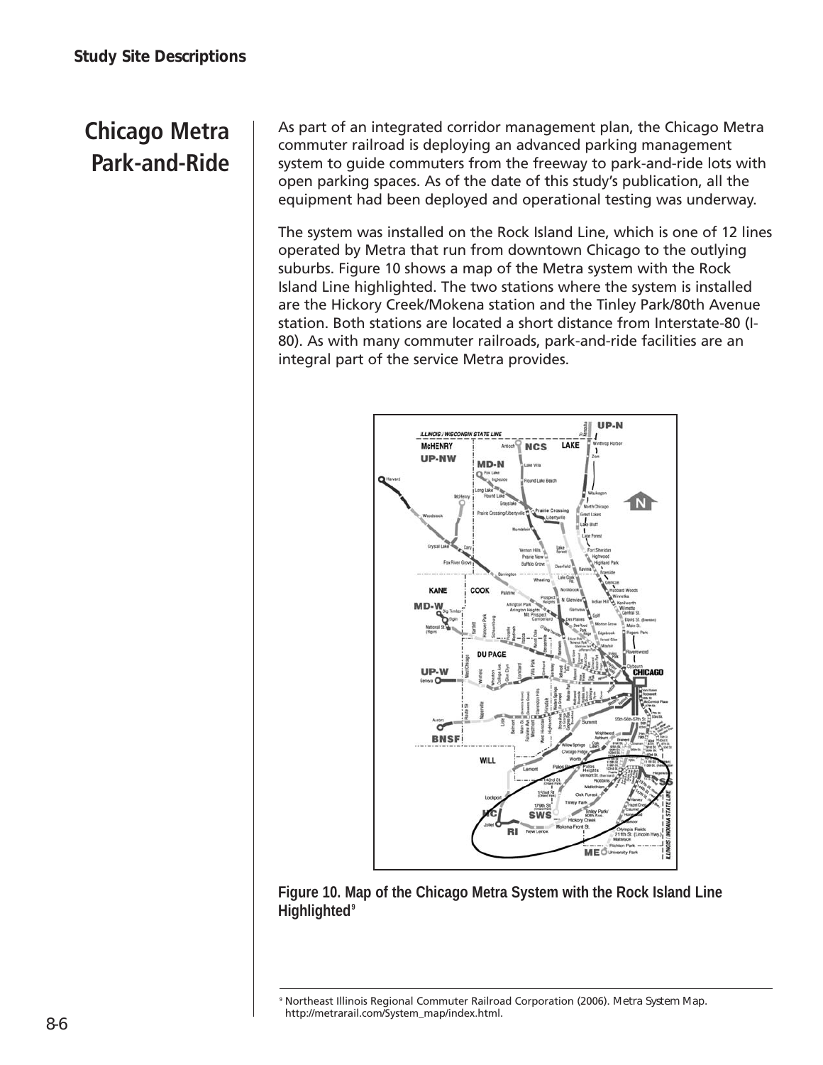## Chicago Metra Park-and-Ride

As part of an integrated corridor management plan, the Chicago Metra commuter railroad is deploying an advanced parking management system to guide commuters from the freeway to park-and-ride lots with open parking spaces. As of the date of this study's publication, all the equipment had been deployed and operational testing was underway.

The system was installed on the Rock Island Line, which is one of 12 lines operated by Metra that run from downtown Chicago to the outlying suburbs. Figure 10 shows a map of the Metra system with the Rock Island Line highlighted. The two stations where the system is installed are the Hickory Creek/Mokena station and the Tinley Park/80th Avenue station. Both stations are located a short distance from Interstate-80 (I-80). As with many commuter railroads, park-and-ride facilities are an integral part of the service Metra provides.

**Figure 10. Map of the Chicago Metra System with the Rock Island Line Highlighted**[9]

---

[9] Northeast Illinois Regional Commuter Railroad Corporation (2006). Metra System Map. http://metrarail.com/System_map/index.html.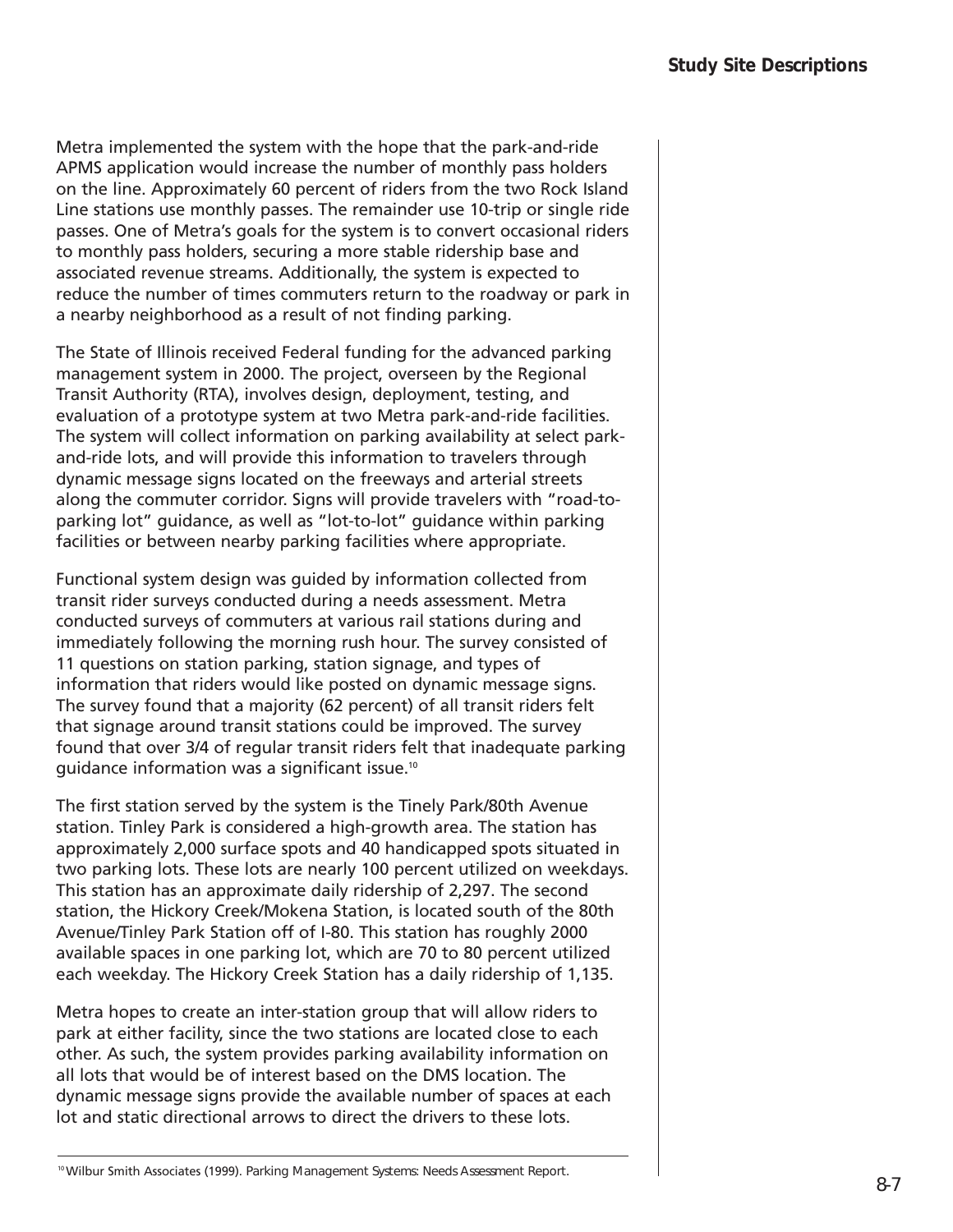Metra implemented the system with the hope that the park-and-ride APMS application would increase the number of monthly pass holders on the line. Approximately 60 percent of riders from the two Rock Island Line stations use monthly passes. The remainder use 10-trip or single ride passes. One of Metra's goals for the system is to convert occasional riders to monthly pass holders, securing a more stable ridership base and associated revenue streams. Additionally, the system is expected to reduce the number of times commuters return to the roadway or park in a nearby neighborhood as a result of not finding parking.

The State of Illinois received Federal funding for the advanced parking management system in 2000. The project, overseen by the Regional Transit Authority (RTA), involves design, deployment, testing, and evaluation of a prototype system at two Metra park-and-ride facilities. The system will collect information on parking availability at select park-and-ride lots, and will provide this information to travelers through dynamic message signs located on the freeways and arterial streets along the commuter corridor. Signs will provide travelers with "road-to-parking lot" guidance, as well as "lot-to-lot" guidance within parking facilities or between nearby parking facilities where appropriate.

Functional system design was guided by information collected from transit rider surveys conducted during a needs assessment. Metra conducted surveys of commuters at various rail stations during and immediately following the morning rush hour. The survey consisted of 11 questions on station parking, station signage, and types of information that riders would like posted on dynamic message signs. The survey found that a majority (62 percent) of all transit riders felt that signage around transit stations could be improved. The survey found that over 3/4 of regular transit riders felt that inadequate parking guidance information was a significant issue.[10]

The first station served by the system is the Tinely Park/80th Avenue station. Tinley Park is considered a high-growth area. The station has approximately 2,000 surface spots and 40 handicapped spots situated in two parking lots. These lots are nearly 100 percent utilized on weekdays. This station has an approximate daily ridership of 2,297. The second station, the Hickory Creek/Mokena Station, is located south of the 80th Avenue/Tinley Park Station off of I-80. This station has roughly 2000 available spaces in one parking lot, which are 70 to 80 percent utilized each weekday. The Hickory Creek Station has a daily ridership of 1,135.

Metra hopes to create an inter-station group that will allow riders to park at either facility, since the two stations are located close to each other. As such, the system provides parking availability information on all lots that would be of interest based on the DMS location. The dynamic message signs provide the available number of spaces at each lot and static directional arrows to direct the drivers to these lots.

[10] Wilbur Smith Associates (1999). Parking Management Systems: Needs Assessment Report.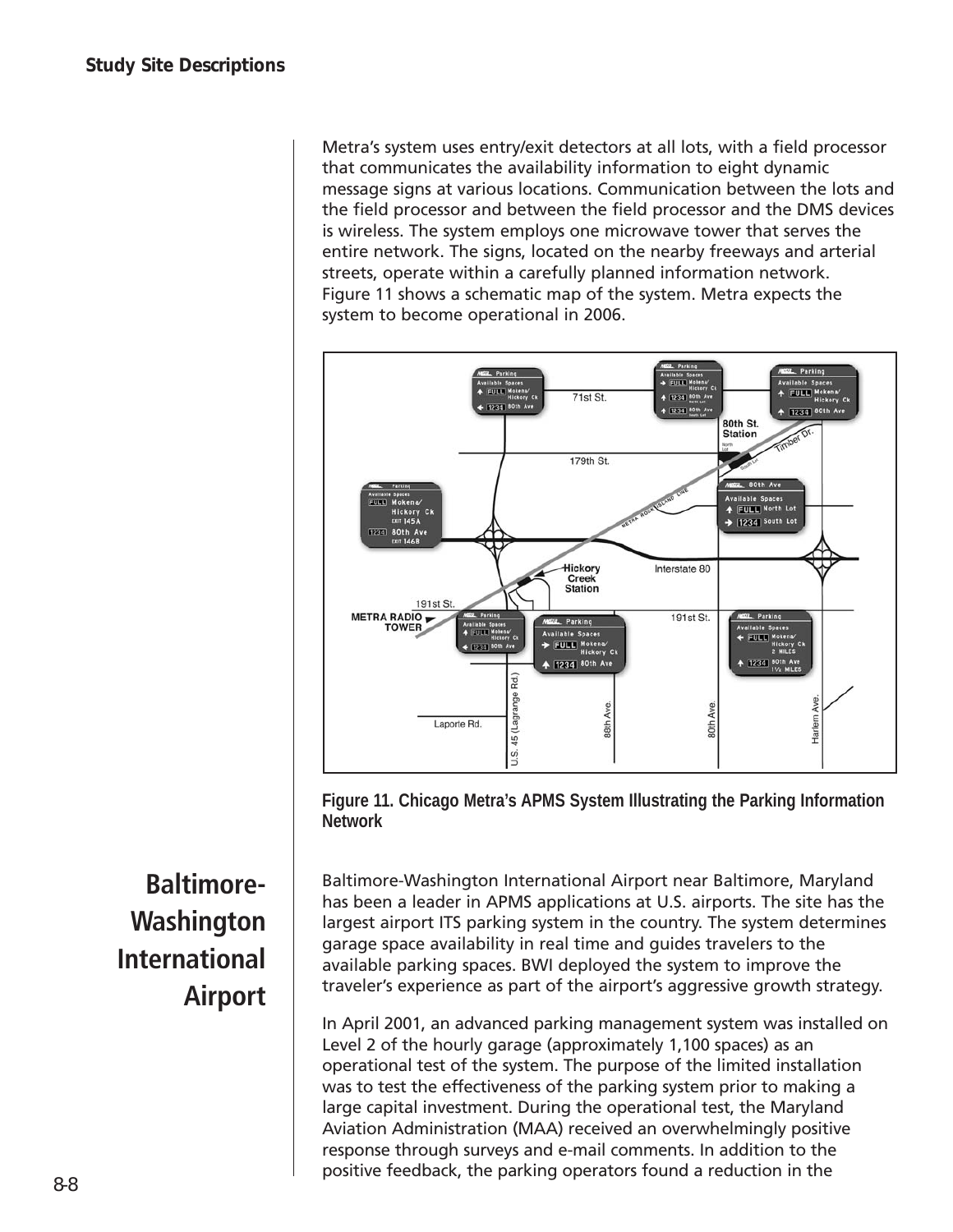Metra's system uses entry/exit detectors at all lots, with a field processor that communicates the availability information to eight dynamic message signs at various locations. Communication between the lots and the field processor and between the field processor and the DMS devices is wireless. The system employs one microwave tower that serves the entire network. The signs, located on the nearby freeways and arterial streets, operate within a carefully planned information network. Figure 11 shows a schematic map of the system. Metra expects the system to become operational in 2006.

**Figure 11. Chicago Metra's APMS System Illustrating the Parking Information Network**

## Baltimore-Washington International Airport

Baltimore-Washington International Airport near Baltimore, Maryland has been a leader in APMS applications at U.S. airports. The site has the largest airport ITS parking system in the country. The system determines garage space availability in real time and guides travelers to the available parking spaces. BWI deployed the system to improve the traveler's experience as part of the airport's aggressive growth strategy.

In April 2001, an advanced parking management system was installed on Level 2 of the hourly garage (approximately 1,100 spaces) as an operational test of the system. The purpose of the limited installation was to test the effectiveness of the parking system prior to making a large capital investment. During the operational test, the Maryland Aviation Administration (MAA) received an overwhelmingly positive response through surveys and e-mail comments. In addition to the positive feedback, the parking operators found a reduction in the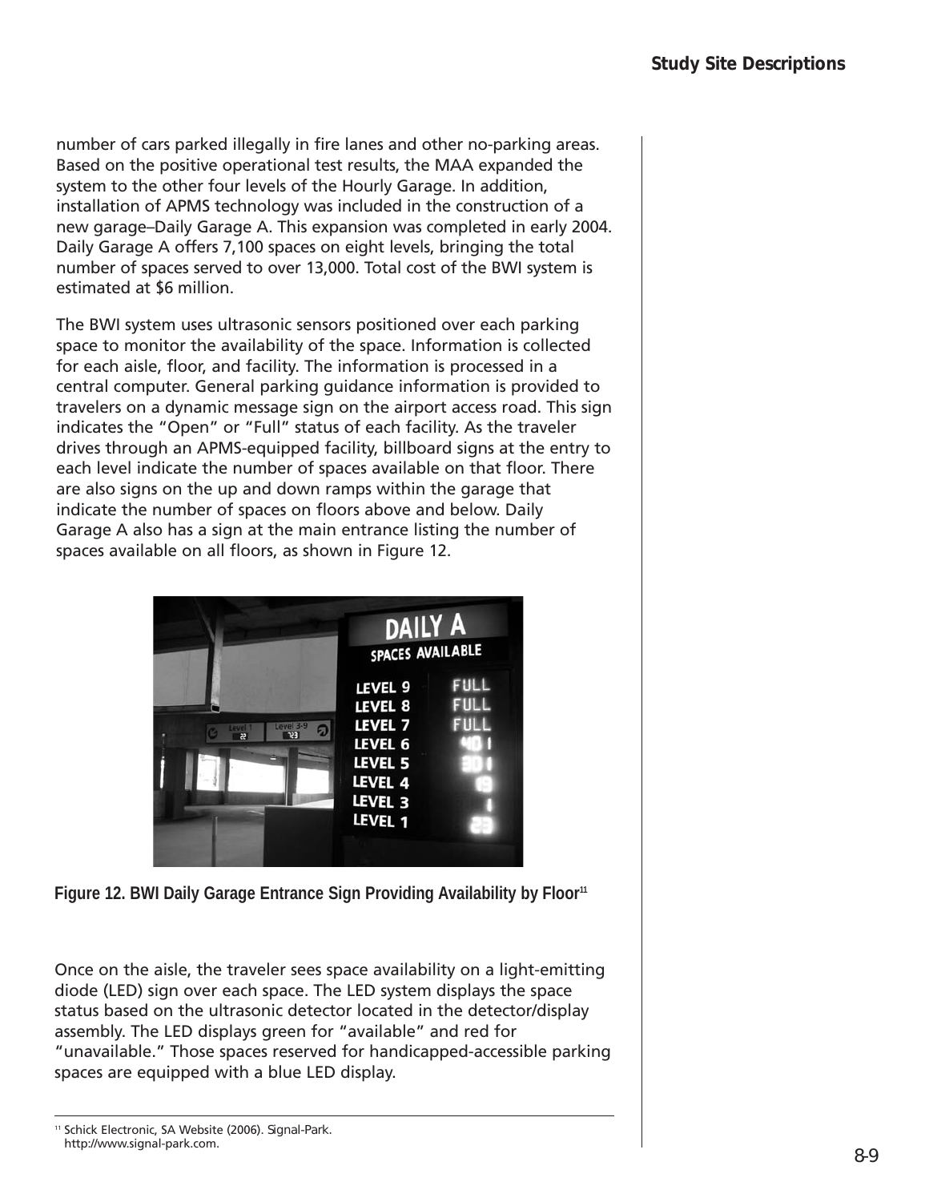number of cars parked illegally in fire lanes and other no-parking areas. Based on the positive operational test results, the MAA expanded the system to the other four levels of the Hourly Garage. In addition, installation of APMS technology was included in the construction of a new garage–Daily Garage A. This expansion was completed in early 2004. Daily Garage A offers 7,100 spaces on eight levels, bringing the total number of spaces served to over 13,000. Total cost of the BWI system is estimated at $6 million.

The BWI system uses ultrasonic sensors positioned over each parking space to monitor the availability of the space. Information is collected for each aisle, floor, and facility. The information is processed in a central computer. General parking guidance information is provided to travelers on a dynamic message sign on the airport access road. This sign indicates the "Open" or "Full" status of each facility. As the traveler drives through an APMS-equipped facility, billboard signs at the entry to each level indicate the number of spaces available on that floor. There are also signs on the up and down ramps within the garage that indicate the number of spaces on floors above and below. Daily Garage A also has a sign at the main entrance listing the number of spaces available on all floors, as shown in Figure 12.

**Figure 12. BWI Daily Garage Entrance Sign Providing Availability by Floor[11]**

Once on the aisle, the traveler sees space availability on a light-emitting diode (LED) sign over each space. The LED system displays the space status based on the ultrasonic detector located in the detector/display assembly. The LED displays green for "available" and red for "unavailable." Those spaces reserved for handicapped-accessible parking spaces are equipped with a blue LED display.

---

[11] Schick Electronic, SA Website (2006). Signal-Park. http://www.signal-park.com.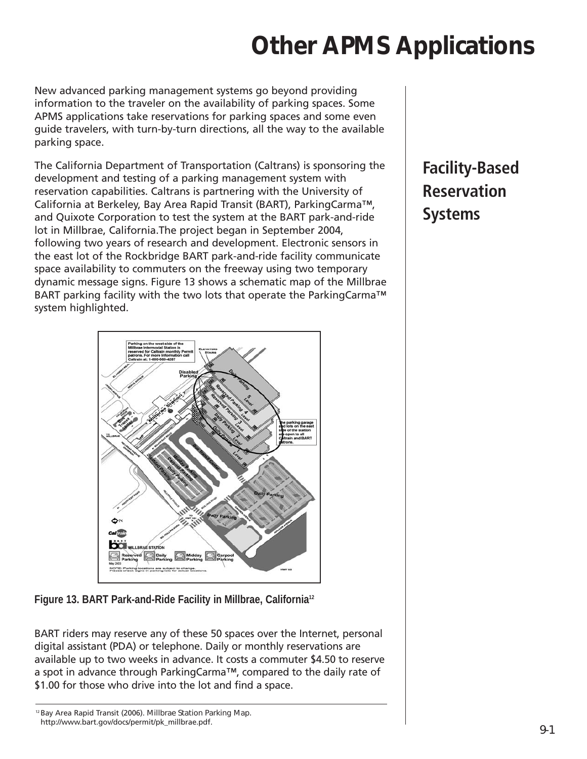# Other APMS Applications

New advanced parking management systems go beyond providing information to the traveler on the availability of parking spaces. Some APMS applications take reservations for parking spaces and some even guide travelers, with turn-by-turn directions, all the way to the available parking space.

## Facility-Based Reservation Systems

The California Department of Transportation (Caltrans) is sponsoring the development and testing of a parking management system with reservation capabilities. Caltrans is partnering with the University of California at Berkeley, Bay Area Rapid Transit (BART), ParkingCarma™, and Quixote Corporation to test the system at the BART park-and-ride lot in Millbrae, California.The project began in September 2004, following two years of research and development. Electronic sensors in the east lot of the Rockbridge BART park-and-ride facility communicate space availability to commuters on the freeway using two temporary dynamic message signs. Figure 13 shows a schematic map of the Millbrae BART parking facility with the two lots that operate the ParkingCarma™ system highlighted.

**Figure 13. BART Park-and-Ride Facility in Millbrae, California**[12]

BART riders may reserve any of these 50 spaces over the Internet, personal digital assistant (PDA) or telephone. Daily or monthly reservations are available up to two weeks in advance. It costs a commuter $4.50 to reserve a spot in advance through ParkingCarma™, compared to the daily rate of $1.00 for those who drive into the lot and find a space.

[12] Bay Area Rapid Transit (2006). Millbrae Station Parking Map. http://www.bart.gov/docs/permit/pk_millbrae.pdf.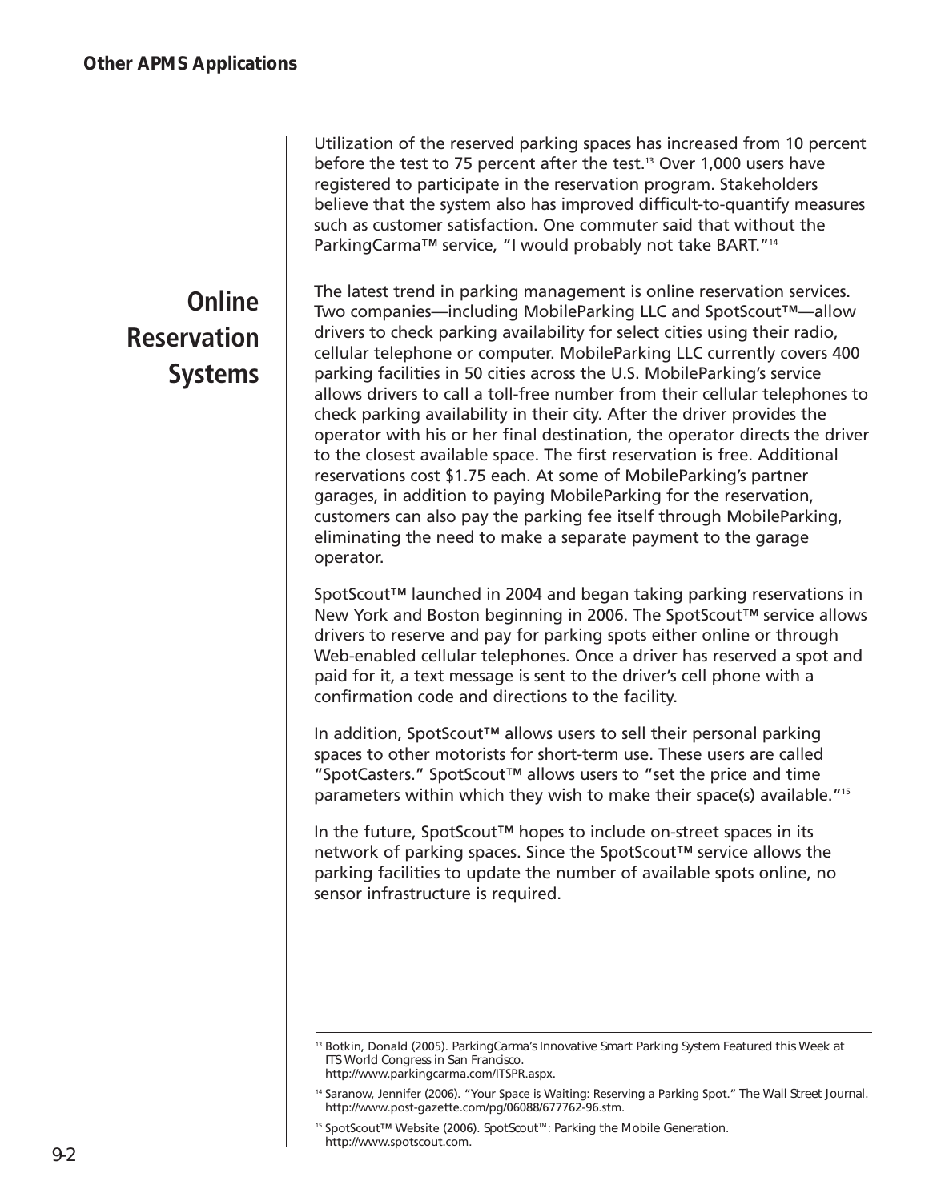Utilization of the reserved parking spaces has increased from 10 percent before the test to 75 percent after the test.[13] Over 1,000 users have registered to participate in the reservation program. Stakeholders believe that the system also has improved difficult-to-quantify measures such as customer satisfaction. One commuter said that without the ParkingCarma™ service, "I would probably not take BART."[14]

## Online Reservation Systems

The latest trend in parking management is online reservation services. Two companies—including MobileParking LLC and SpotScout™—allow drivers to check parking availability for select cities using their radio, cellular telephone or computer. MobileParking LLC currently covers 400 parking facilities in 50 cities across the U.S. MobileParking's service allows drivers to call a toll-free number from their cellular telephones to check parking availability in their city. After the driver provides the operator with his or her final destination, the operator directs the driver to the closest available space. The first reservation is free. Additional reservations cost $1.75 each. At some of MobileParking's partner garages, in addition to paying MobileParking for the reservation, customers can also pay the parking fee itself through MobileParking, eliminating the need to make a separate payment to the garage operator.

SpotScout™ launched in 2004 and began taking parking reservations in New York and Boston beginning in 2006. The SpotScout™ service allows drivers to reserve and pay for parking spots either online or through Web-enabled cellular telephones. Once a driver has reserved a spot and paid for it, a text message is sent to the driver's cell phone with a confirmation code and directions to the facility.

In addition, SpotScout™ allows users to sell their personal parking spaces to other motorists for short-term use. These users are called "SpotCasters." SpotScout™ allows users to "set the price and time parameters within which they wish to make their space(s) available."[15]

In the future, SpotScout™ hopes to include on-street spaces in its network of parking spaces. Since the SpotScout™ service allows the parking facilities to update the number of available spots online, no sensor infrastructure is required.

---

[13] Botkin, Donald (2005). *ParkingCarma's Innovative Smart Parking System Featured this Week at ITS World Congress in San Francisco.* http://www.parkingcarma.com/ITSPR.aspx.

[14] Saranow, Jennifer (2006). "Your Space is Waiting: Reserving a Parking Spot." *The Wall Street Journal.* http://www.post-gazette.com/pg/06088/677762-96.stm.

[15] SpotScout™ Website (2006). *SpotScout™: Parking the Mobile Generation.* http://www.spotscout.com.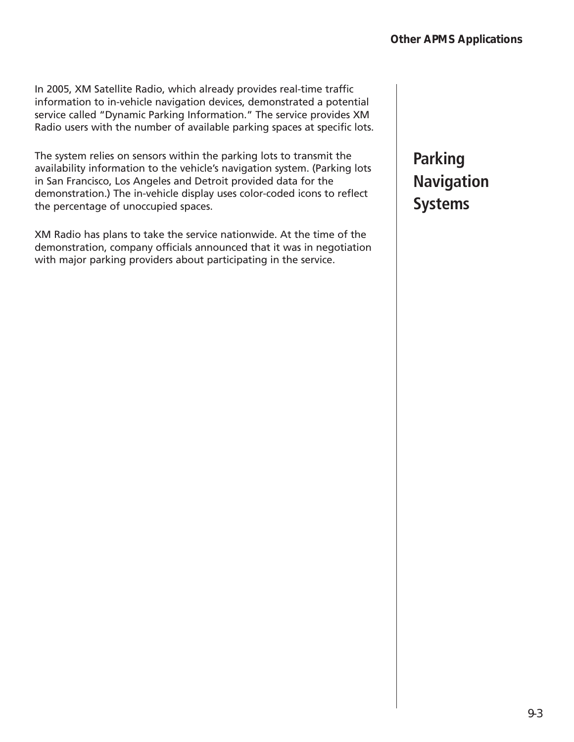## Parking Navigation Systems

In 2005, XM Satellite Radio, which already provides real-time traffic information to in-vehicle navigation devices, demonstrated a potential service called “Dynamic Parking Information.” The service provides XM Radio users with the number of available parking spaces at specific lots.

The system relies on sensors within the parking lots to transmit the availability information to the vehicle’s navigation system. (Parking lots in San Francisco, Los Angeles and Detroit provided data for the demonstration.) The in-vehicle display uses color-coded icons to reflect the percentage of unoccupied spaces.

XM Radio has plans to take the service nationwide. At the time of the demonstration, company officials announced that it was in negotiation with major parking providers about participating in the service.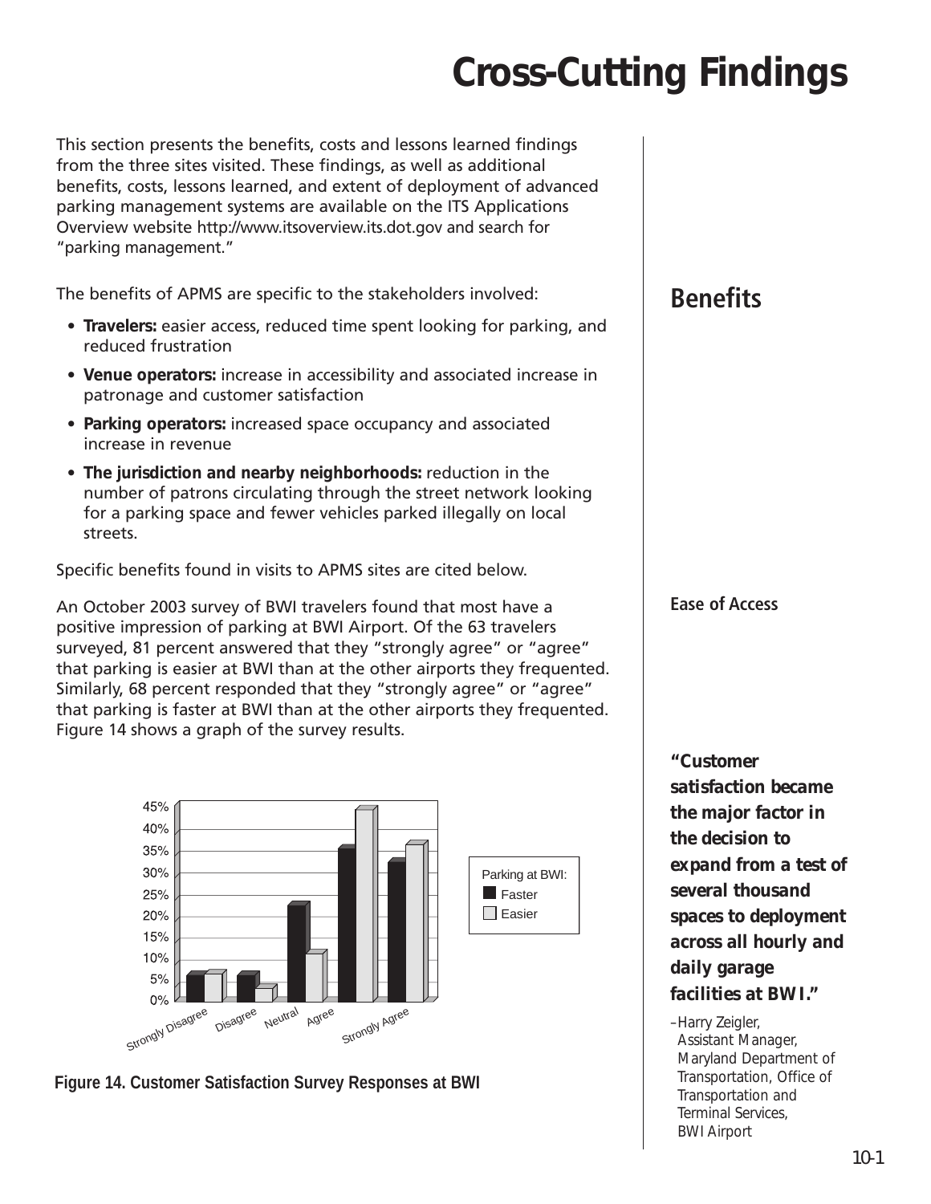# Cross-Cutting Findings

This section presents the benefits, costs and lessons learned findings from the three sites visited. These findings, as well as additional benefits, costs, lessons learned, and extent of deployment of advanced parking management systems are available on the ITS Applications Overview website http://www.itsoverview.its.dot.gov and search for "parking management."

## Benefits

The benefits of APMS are specific to the stakeholders involved:

- **Travelers:** easier access, reduced time spent looking for parking, and reduced frustration
- **Venue operators:** increase in accessibility and associated increase in patronage and customer satisfaction
- **Parking operators:** increased space occupancy and associated increase in revenue
- **The jurisdiction and nearby neighborhoods:** reduction in the number of patrons circulating through the street network looking for a parking space and fewer vehicles parked illegally on local streets.

Specific benefits found in visits to APMS sites are cited below.

### Ease of Access

An October 2003 survey of BWI travelers found that most have a positive impression of parking at BWI Airport. Of the 63 travelers surveyed, 81 percent answered that they "strongly agree" or "agree" that parking is easier at BWI than at the other airports they frequented. Similarly, 68 percent responded that they "strongly agree" or "agree" that parking is faster at BWI than at the other airports they frequented. Figure 14 shows a graph of the survey results.

***"Customer satisfaction became the major factor in the decision to expand from a test of several thousand spaces to deployment across all hourly and daily garage facilities at BWI."***

–Harry Zeigler, Assistant Manager, Maryland Department of Transportation, Office of Transportation and Terminal Services, BWI Airport

**Figure 14. Customer Satisfaction Survey Responses at BWI**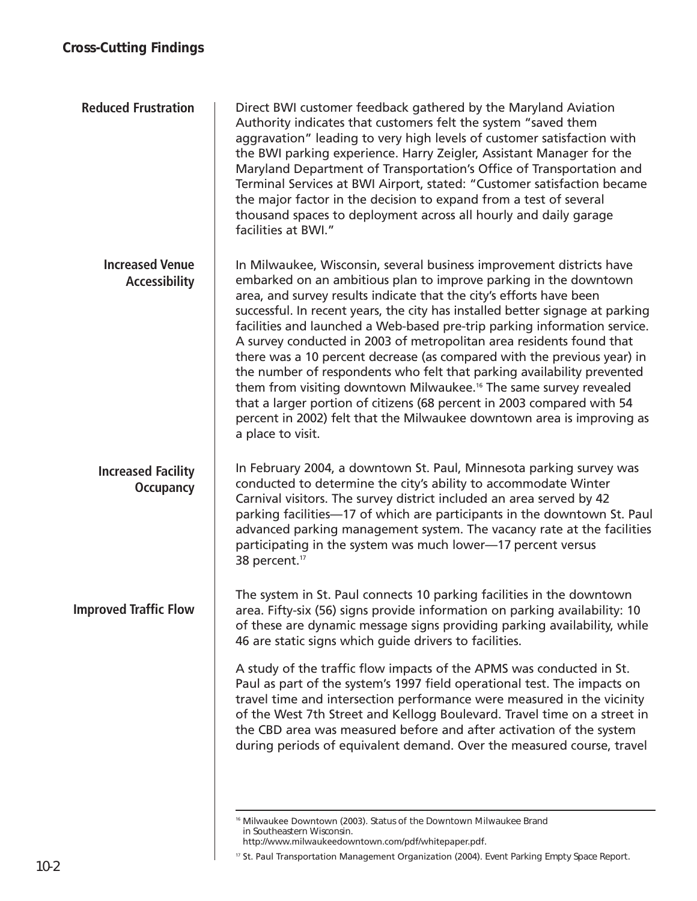### Reduced Frustration

Direct BWI customer feedback gathered by the Maryland Aviation Authority indicates that customers felt the system "saved them aggravation" leading to very high levels of customer satisfaction with the BWI parking experience. Harry Zeigler, Assistant Manager for the Maryland Department of Transportation's Office of Transportation and Terminal Services at BWI Airport, stated: "Customer satisfaction became the major factor in the decision to expand from a test of several thousand spaces to deployment across all hourly and daily garage facilities at BWI."

### Increased Venue Accessibility

In Milwaukee, Wisconsin, several business improvement districts have embarked on an ambitious plan to improve parking in the downtown area, and survey results indicate that the city's efforts have been successful. In recent years, the city has installed better signage at parking facilities and launched a Web-based pre-trip parking information service. A survey conducted in 2003 of metropolitan area residents found that there was a 10 percent decrease (as compared with the previous year) in the number of respondents who felt that parking availability prevented them from visiting downtown Milwaukee.[16] The same survey revealed that a larger portion of citizens (68 percent in 2003 compared with 54 percent in 2002) felt that the Milwaukee downtown area is improving as a place to visit.

### Increased Facility Occupancy

In February 2004, a downtown St. Paul, Minnesota parking survey was conducted to determine the city's ability to accommodate Winter Carnival visitors. The survey district included an area served by 42 parking facilities—17 of which are participants in the downtown St. Paul advanced parking management system. The vacancy rate at the facilities participating in the system was much lower—17 percent versus 38 percent.[17]

### Improved Traffic Flow

The system in St. Paul connects 10 parking facilities in the downtown area. Fifty-six (56) signs provide information on parking availability: 10 of these are dynamic message signs providing parking availability, while 46 are static signs which guide drivers to facilities.

A study of the traffic flow impacts of the APMS was conducted in St. Paul as part of the system's 1997 field operational test. The impacts on travel time and intersection performance were measured in the vicinity of the West 7th Street and Kellogg Boulevard. Travel time on a street in the CBD area was measured before and after activation of the system during periods of equivalent demand. Over the measured course, travel

---

[16] Milwaukee Downtown (2003). Status of the Downtown Milwaukee Brand in Southeastern Wisconsin. http://www.milwaukeedowntown.com/pdf/whitepaper.pdf.

[17] St. Paul Transportation Management Organization (2004). Event Parking Empty Space Report.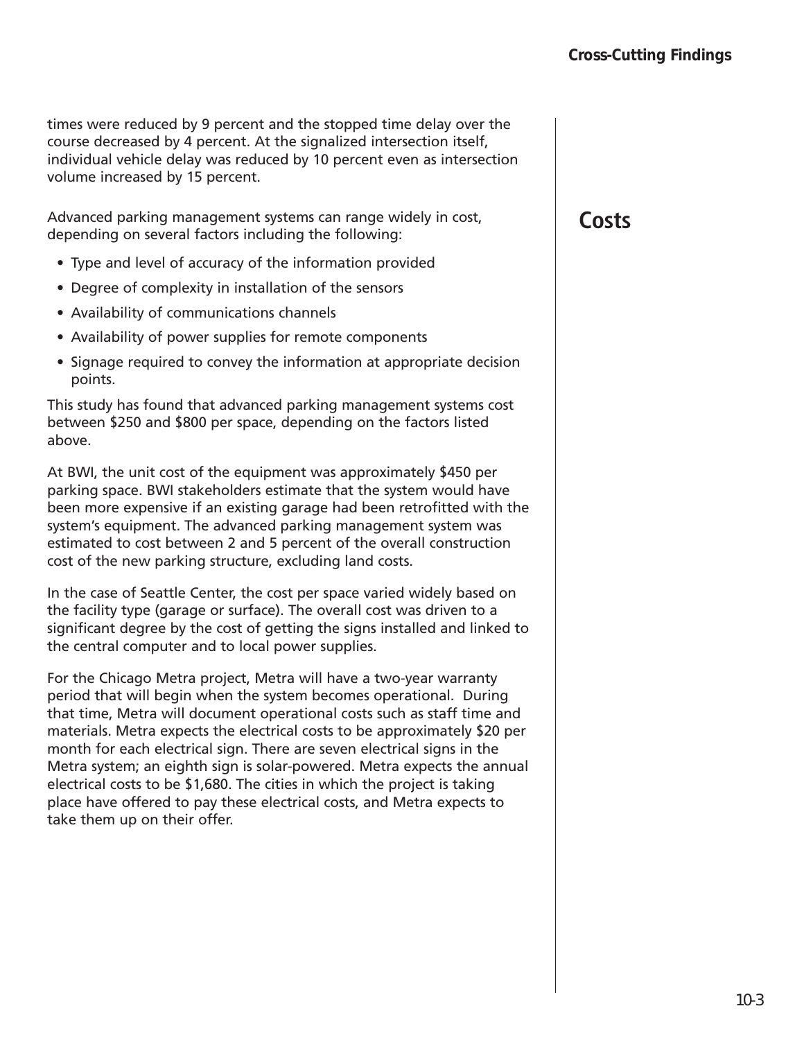times were reduced by 9 percent and the stopped time delay over the course decreased by 4 percent. At the signalized intersection itself, individual vehicle delay was reduced by 10 percent even as intersection volume increased by 15 percent.

## Costs

Advanced parking management systems can range widely in cost, depending on several factors including the following:

- Type and level of accuracy of the information provided
- Degree of complexity in installation of the sensors
- Availability of communications channels
- Availability of power supplies for remote components
- Signage required to convey the information at appropriate decision points.

This study has found that advanced parking management systems cost between $250 and $800 per space, depending on the factors listed above.

At BWI, the unit cost of the equipment was approximately $450 per parking space. BWI stakeholders estimate that the system would have been more expensive if an existing garage had been retrofitted with the system's equipment. The advanced parking management system was estimated to cost between 2 and 5 percent of the overall construction cost of the new parking structure, excluding land costs.

In the case of Seattle Center, the cost per space varied widely based on the facility type (garage or surface). The overall cost was driven to a significant degree by the cost of getting the signs installed and linked to the central computer and to local power supplies.

For the Chicago Metra project, Metra will have a two-year warranty period that will begin when the system becomes operational. During that time, Metra will document operational costs such as staff time and materials. Metra expects the electrical costs to be approximately $20 per month for each electrical sign. There are seven electrical signs in the Metra system; an eighth sign is solar-powered. Metra expects the annual electrical costs to be $1,680. The cities in which the project is taking place have offered to pay these electrical costs, and Metra expects to take them up on their offer.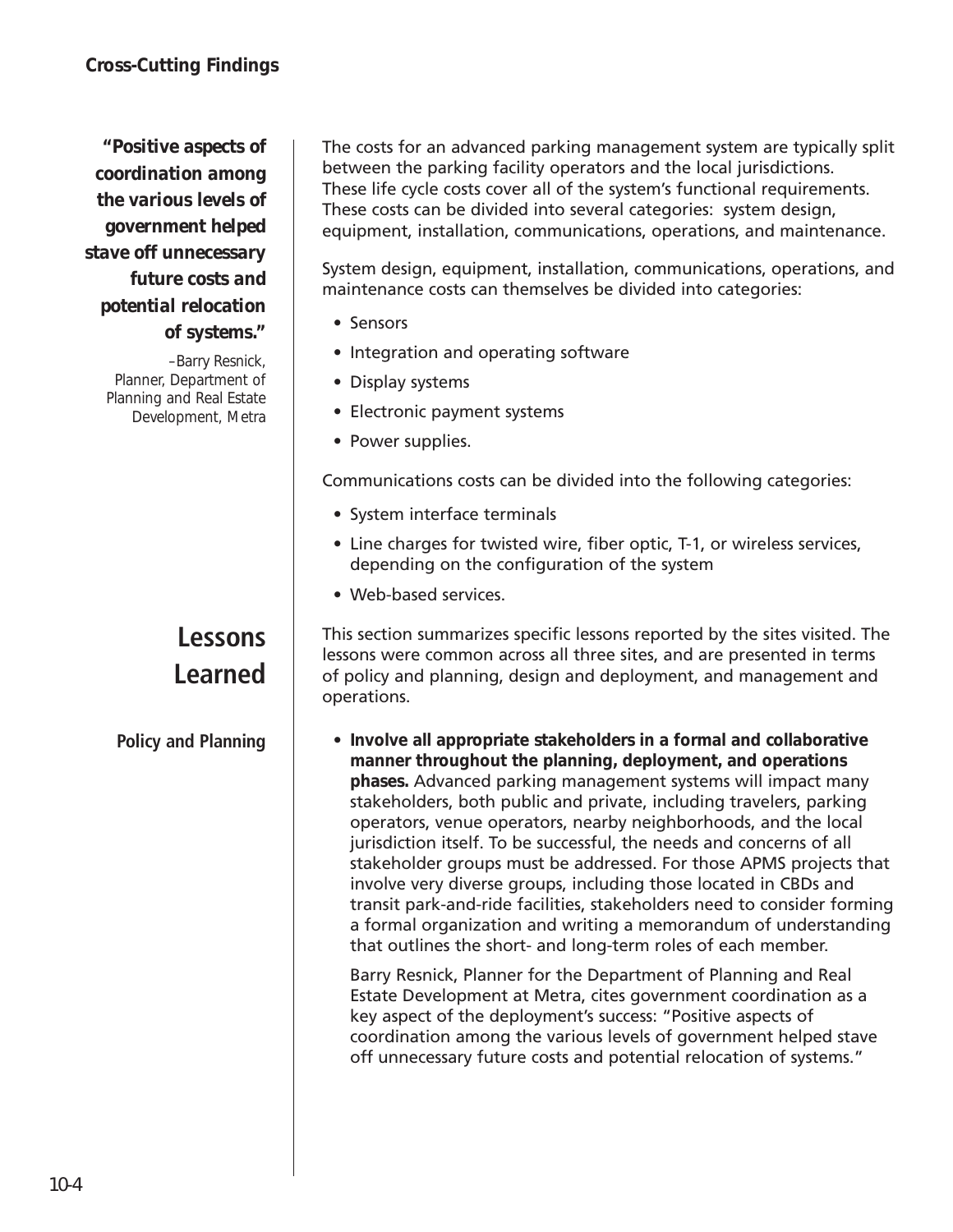*"Positive aspects of coordination among the various levels of government helped stave off unnecessary future costs and potential relocation of systems."*

–Barry Resnick, Planner, Department of Planning and Real Estate Development, Metra

The costs for an advanced parking management system are typically split between the parking facility operators and the local jurisdictions. These life cycle costs cover all of the system's functional requirements. These costs can be divided into several categories: system design, equipment, installation, communications, operations, and maintenance.

System design, equipment, installation, communications, operations, and maintenance costs can themselves be divided into categories:

- Sensors
- Integration and operating software
- Display systems
- Electronic payment systems
- Power supplies.

Communications costs can be divided into the following categories:

- System interface terminals
- Line charges for twisted wire, fiber optic, T-1, or wireless services, depending on the configuration of the system
- Web-based services.

## Lessons Learned

This section summarizes specific lessons reported by the sites visited. The lessons were common across all three sites, and are presented in terms of policy and planning, design and deployment, and management and operations.

### Policy and Planning

- **Involve all appropriate stakeholders in a formal and collaborative manner throughout the planning, deployment, and operations phases.** Advanced parking management systems will impact many stakeholders, both public and private, including travelers, parking operators, venue operators, nearby neighborhoods, and the local jurisdiction itself. To be successful, the needs and concerns of all stakeholder groups must be addressed. For those APMS projects that involve very diverse groups, including those located in CBDs and transit park-and-ride facilities, stakeholders need to consider forming a formal organization and writing a memorandum of understanding that outlines the short- and long-term roles of each member.

  Barry Resnick, Planner for the Department of Planning and Real Estate Development at Metra, cites government coordination as a key aspect of the deployment's success: "Positive aspects of coordination among the various levels of government helped stave off unnecessary future costs and potential relocation of systems."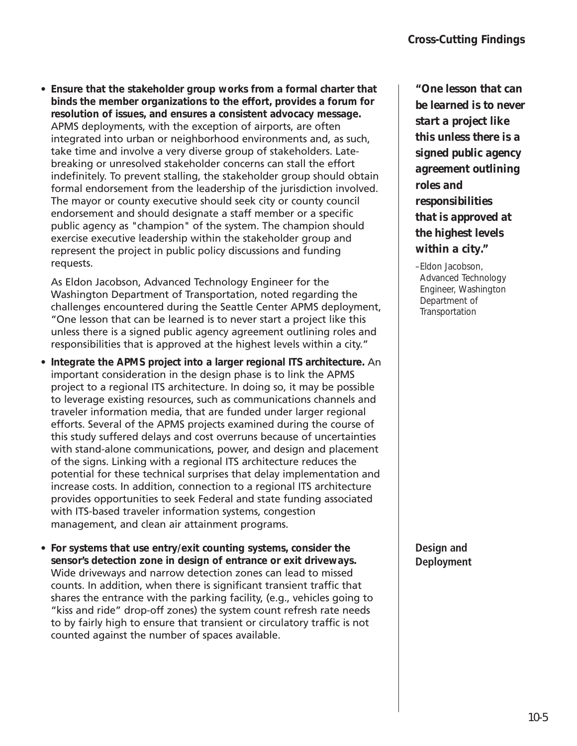- **Ensure that the stakeholder group works from a formal charter that binds the member organizations to the effort, provides a forum for resolution of issues, and ensures a consistent advocacy message.** APMS deployments, with the exception of airports, are often integrated into urban or neighborhood environments and, as such, take time and involve a very diverse group of stakeholders. Late-breaking or unresolved stakeholder concerns can stall the effort indefinitely. To prevent stalling, the stakeholder group should obtain formal endorsement from the leadership of the jurisdiction involved. The mayor or county executive should seek city or county council endorsement and should designate a staff member or a specific public agency as "champion" of the system. The champion should exercise executive leadership within the stakeholder group and represent the project in public policy discussions and funding requests.

  As Eldon Jacobson, Advanced Technology Engineer for the Washington Department of Transportation, noted regarding the challenges encountered during the Seattle Center APMS deployment, "One lesson that can be learned is to never start a project like this unless there is a signed public agency agreement outlining roles and responsibilities that is approved at the highest levels within a city."

> ***"One lesson that can be learned is to never start a project like this unless there is a signed public agency agreement outlining roles and responsibilities that is approved at the highest levels within a city."***
>
> –Eldon Jacobson, Advanced Technology Engineer, Washington Department of Transportation

- **Integrate the APMS project into a larger regional ITS architecture.** An important consideration in the design phase is to link the APMS project to a regional ITS architecture. In doing so, it may be possible to leverage existing resources, such as communications channels and traveler information media, that are funded under larger regional efforts. Several of the APMS projects examined during the course of this study suffered delays and cost overruns because of uncertainties with stand-alone communications, power, and design and placement of the signs. Linking with a regional ITS architecture reduces the potential for these technical surprises that delay implementation and increase costs. In addition, connection to a regional ITS architecture provides opportunities to seek Federal and state funding associated with ITS-based traveler information systems, congestion management, and clean air attainment programs.

**Design and Deployment**

- **For systems that use entry/exit counting systems, consider the sensor's detection zone in design of entrance or exit driveways.** Wide driveways and narrow detection zones can lead to missed counts. In addition, when there is significant transient traffic that shares the entrance with the parking facility, (e.g., vehicles going to "kiss and ride" drop-off zones) the system count refresh rate needs to by fairly high to ensure that transient or circulatory traffic is not counted against the number of spaces available.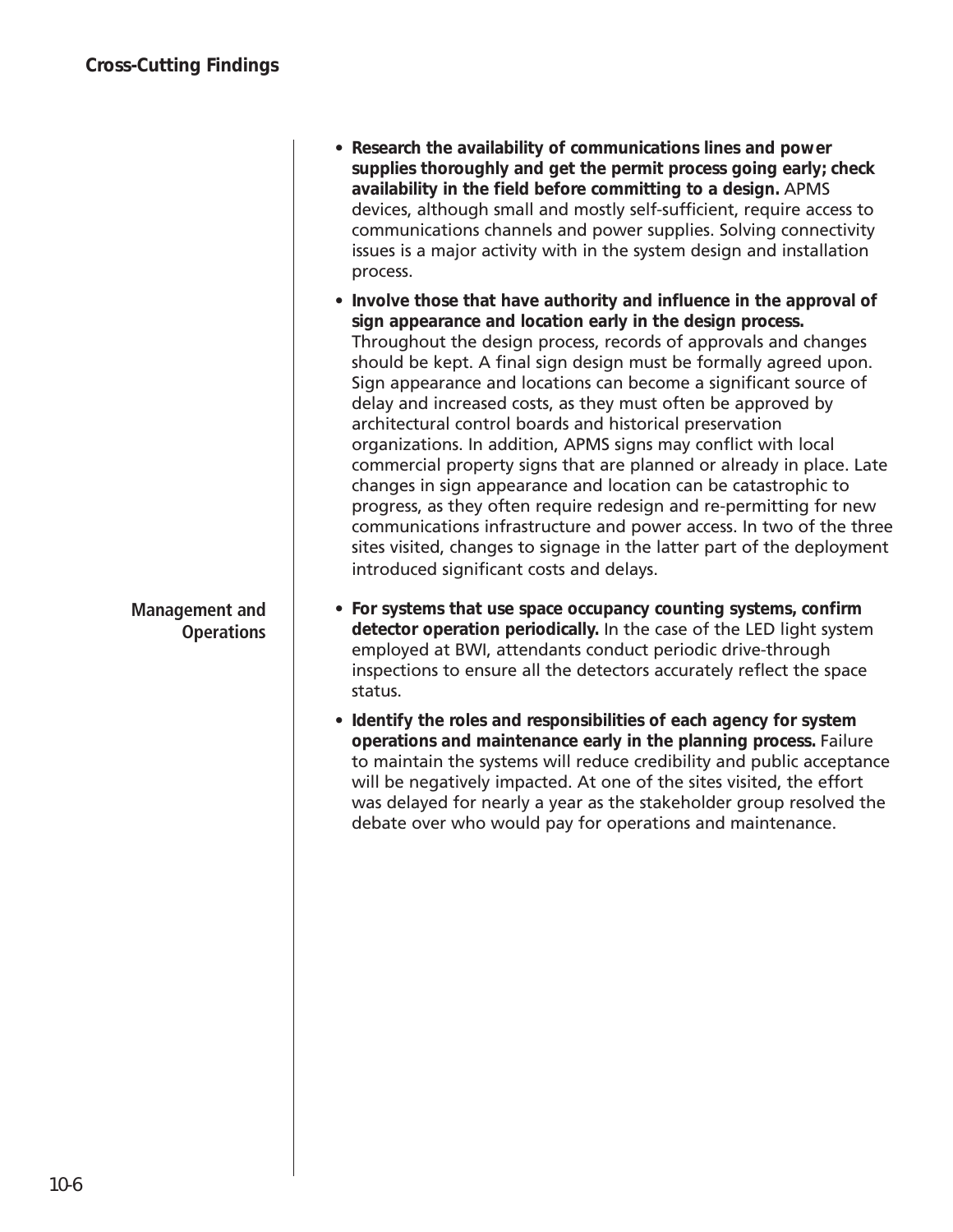- **Research the availability of communications lines and power supplies thoroughly and get the permit process going early; check availability in the field before committing to a design.** APMS devices, although small and mostly self-sufficient, require access to communications channels and power supplies. Solving connectivity issues is a major activity with in the system design and installation process.
- **Involve those that have authority and influence in the approval of sign appearance and location early in the design process.** Throughout the design process, records of approvals and changes should be kept. A final sign design must be formally agreed upon. Sign appearance and locations can become a significant source of delay and increased costs, as they must often be approved by architectural control boards and historical preservation organizations. In addition, APMS signs may conflict with local commercial property signs that are planned or already in place. Late changes in sign appearance and location can be catastrophic to progress, as they often require redesign and re-permitting for new communications infrastructure and power access. In two of the three sites visited, changes to signage in the latter part of the deployment introduced significant costs and delays.

## Management and Operations

- **For systems that use space occupancy counting systems, confirm detector operation periodically.** In the case of the LED light system employed at BWI, attendants conduct periodic drive-through inspections to ensure all the detectors accurately reflect the space status.
- **Identify the roles and responsibilities of each agency for system operations and maintenance early in the planning process.** Failure to maintain the systems will reduce credibility and public acceptance will be negatively impacted. At one of the sites visited, the effort was delayed for nearly a year as the stakeholder group resolved the debate over who would pay for operations and maintenance.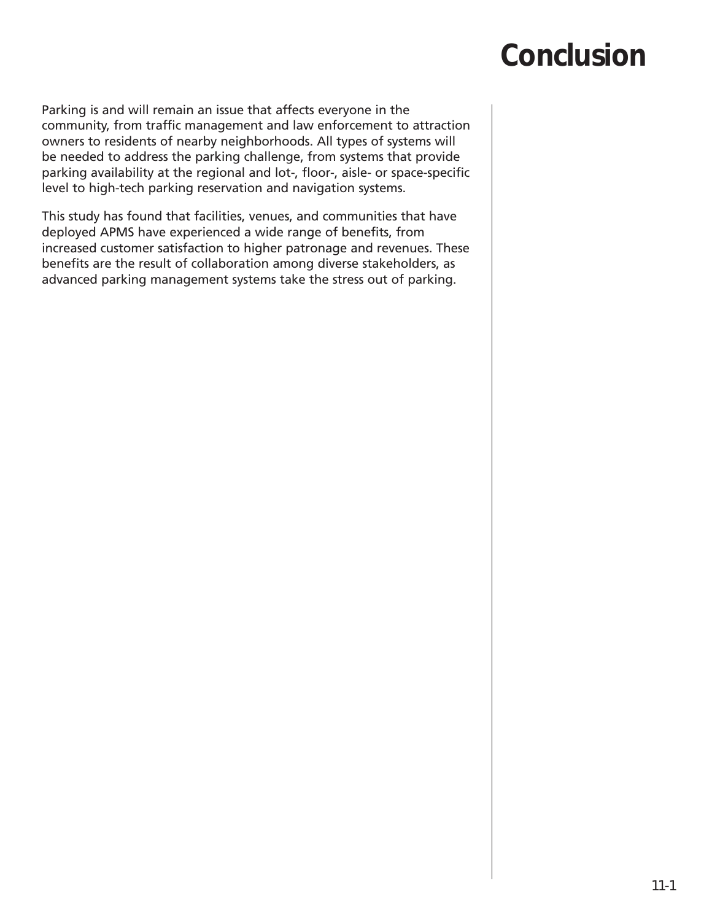# Conclusion

Parking is and will remain an issue that affects everyone in the community, from traffic management and law enforcement to attraction owners to residents of nearby neighborhoods. All types of systems will be needed to address the parking challenge, from systems that provide parking availability at the regional and lot-, floor-, aisle- or space-specific level to high-tech parking reservation and navigation systems.

This study has found that facilities, venues, and communities that have deployed APMS have experienced a wide range of benefits, from increased customer satisfaction to higher patronage and revenues. These benefits are the result of collaboration among diverse stakeholders, as advanced parking management systems take the stress out of parking.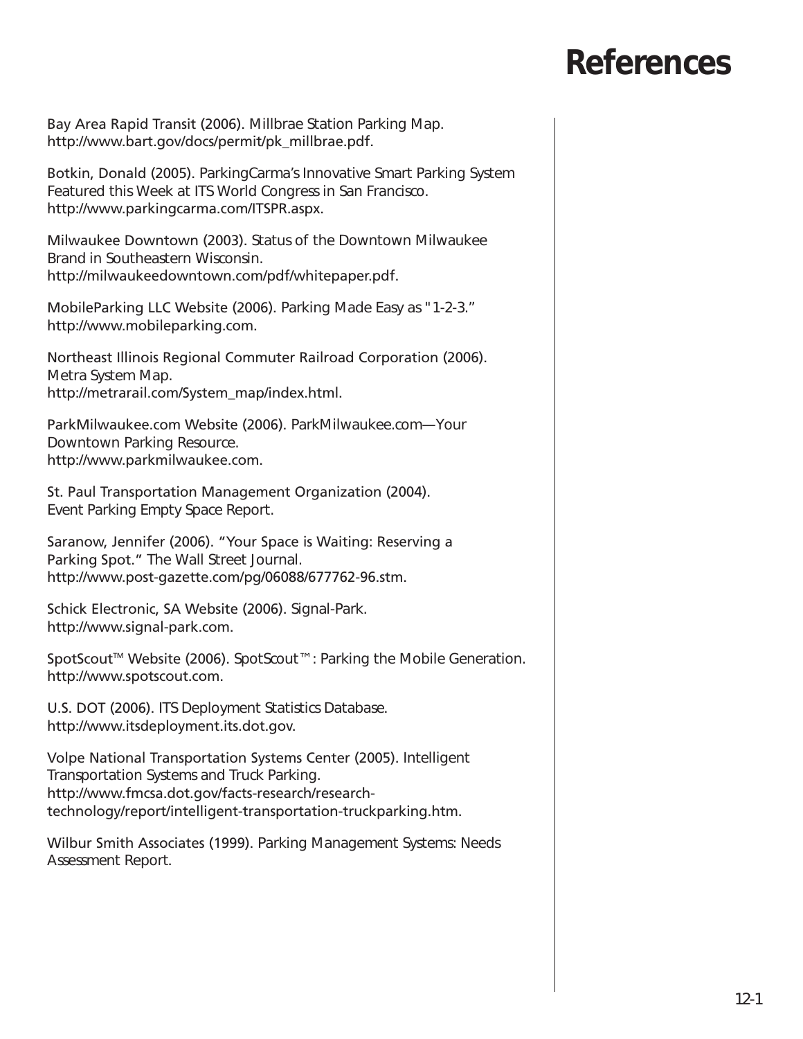# References

Bay Area Rapid Transit (2006). Millbrae Station Parking Map. http://www.bart.gov/docs/permit/pk_millbrae.pdf.

Botkin, Donald (2005). ParkingCarma's Innovative Smart Parking System Featured this Week at ITS World Congress in San Francisco. http://www.parkingcarma.com/ITSPR.aspx.

Milwaukee Downtown (2003). Status of the Downtown Milwaukee Brand in Southeastern Wisconsin. http://milwaukeedowntown.com/pdf/whitepaper.pdf.

MobileParking LLC Website (2006). Parking Made Easy as "1-2-3." http://www.mobileparking.com.

Northeast Illinois Regional Commuter Railroad Corporation (2006). Metra System Map. http://metrarail.com/System_map/index.html.

ParkMilwaukee.com Website (2006). ParkMilwaukee.com—Your Downtown Parking Resource. http://www.parkmilwaukee.com.

St. Paul Transportation Management Organization (2004). Event Parking Empty Space Report.

Saranow, Jennifer (2006). "Your Space is Waiting: Reserving a Parking Spot." The Wall Street Journal. http://www.post-gazette.com/pg/06088/677762-96.stm.

Schick Electronic, SA Website (2006). Signal-Park. http://www.signal-park.com.

SpotScout™ Website (2006). SpotScout™: Parking the Mobile Generation. http://www.spotscout.com.

U.S. DOT (2006). ITS Deployment Statistics Database. http://www.itsdeployment.its.dot.gov.

Volpe National Transportation Systems Center (2005). Intelligent Transportation Systems and Truck Parking. http://www.fmcsa.dot.gov/facts-research/research-technology/report/intelligent-transportation-truckparking.htm.

Wilbur Smith Associates (1999). Parking Management Systems: Needs Assessment Report.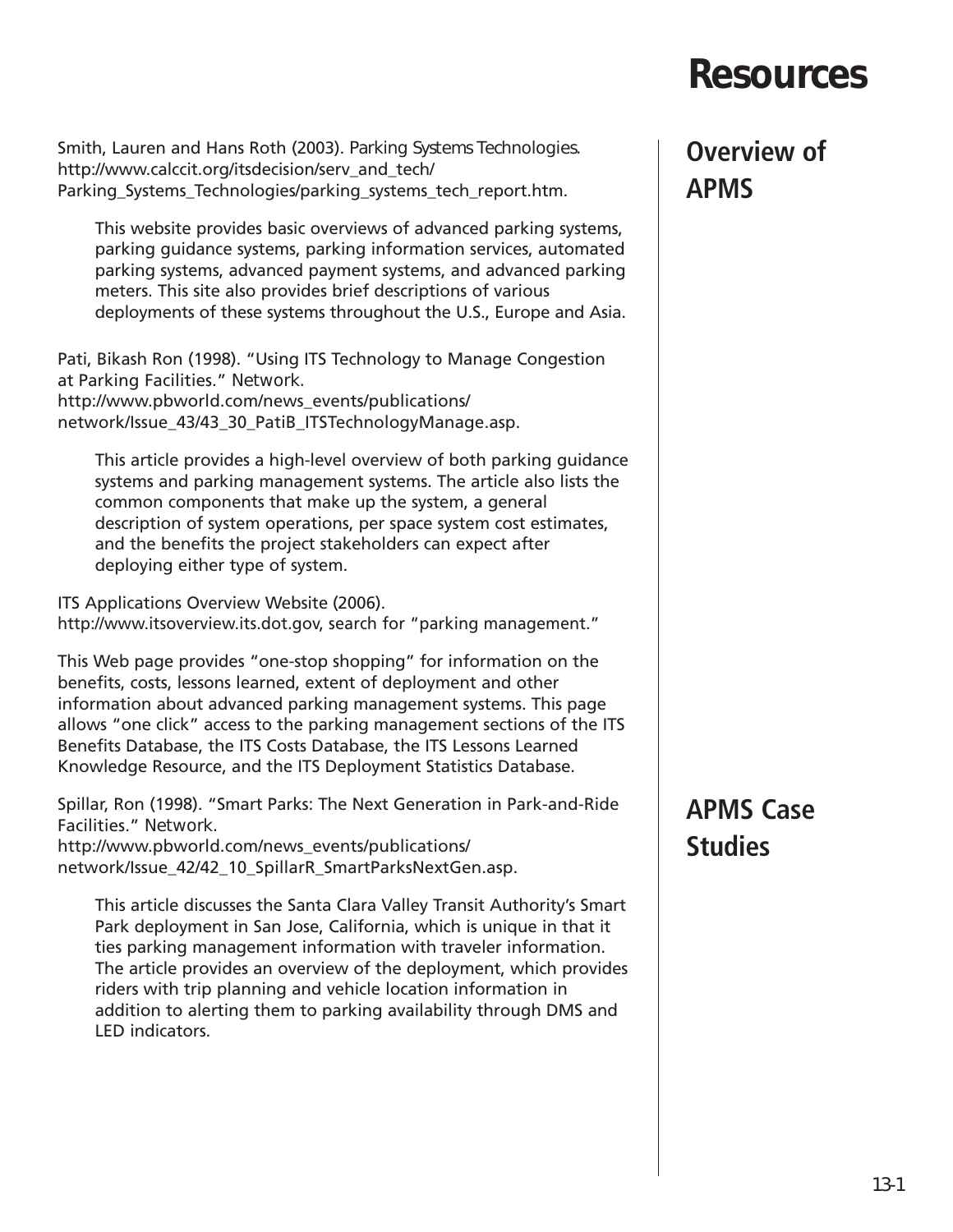# Resources

## Overview of APMS

Smith, Lauren and Hans Roth (2003). *Parking Systems Technologies*. http://www.calccit.org/itsdecision/serv_and_tech/Parking_Systems_Technologies/parking_systems_tech_report.htm.

> This website provides basic overviews of advanced parking systems, parking guidance systems, parking information services, automated parking systems, advanced payment systems, and advanced parking meters. This site also provides brief descriptions of various deployments of these systems throughout the U.S., Europe and Asia.

Pati, Bikash Ron (1998). "Using ITS Technology to Manage Congestion at Parking Facilities." Network. http://www.pbworld.com/news_events/publications/network/Issue_43/43_30_PatiB_ITSTechnologyManage.asp.

> This article provides a high-level overview of both parking guidance systems and parking management systems. The article also lists the common components that make up the system, a general description of system operations, per space system cost estimates, and the benefits the project stakeholders can expect after deploying either type of system.

ITS Applications Overview Website (2006). http://www.itsoverview.its.dot.gov, search for "parking management."

This Web page provides "one-stop shopping" for information on the benefits, costs, lessons learned, extent of deployment and other information about advanced parking management systems. This page allows "one click" access to the parking management sections of the ITS Benefits Database, the ITS Costs Database, the ITS Lessons Learned Knowledge Resource, and the ITS Deployment Statistics Database.

## APMS Case Studies

Spillar, Ron (1998). "Smart Parks: The Next Generation in Park-and-Ride Facilities." Network. http://www.pbworld.com/news_events/publications/network/Issue_42/42_10_SpillarR_SmartParksNextGen.asp.

> This article discusses the Santa Clara Valley Transit Authority's Smart Park deployment in San Jose, California, which is unique in that it ties parking management information with traveler information. The article provides an overview of the deployment, which provides riders with trip planning and vehicle location information in addition to alerting them to parking availability through DMS and LED indicators.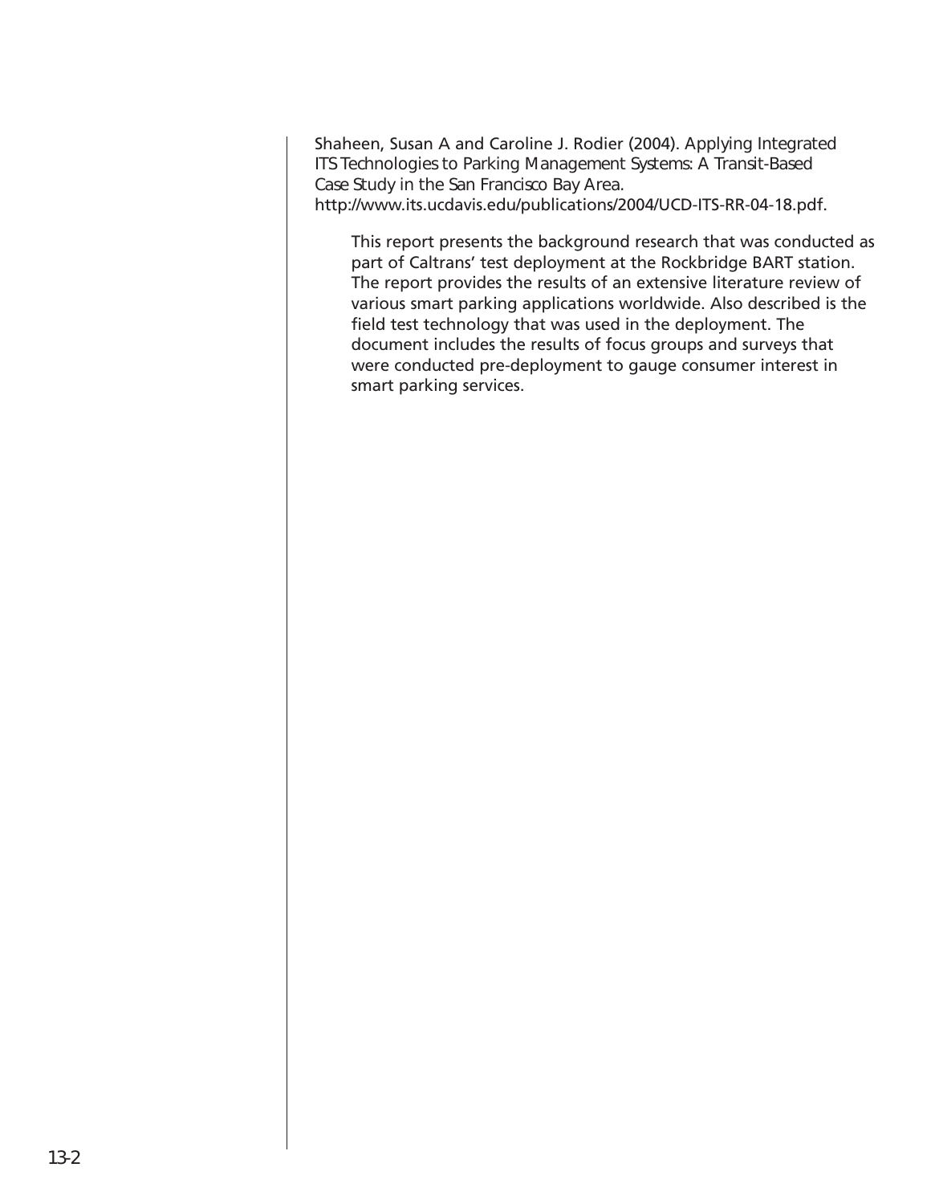Shaheen, Susan A and Caroline J. Rodier (2004). Applying Integrated *ITS Technologies to Parking Management Systems: A Transit-Based Case Study in the San Francisco Bay Area.* http://www.its.ucdavis.edu/publications/2004/UCD-ITS-RR-04-18.pdf.

> This report presents the background research that was conducted as part of Caltrans' test deployment at the Rockbridge BART station. The report provides the results of an extensive literature review of various smart parking applications worldwide. Also described is the field test technology that was used in the deployment. The document includes the results of focus groups and surveys that were conducted pre-deployment to gauge consumer interest in smart parking services.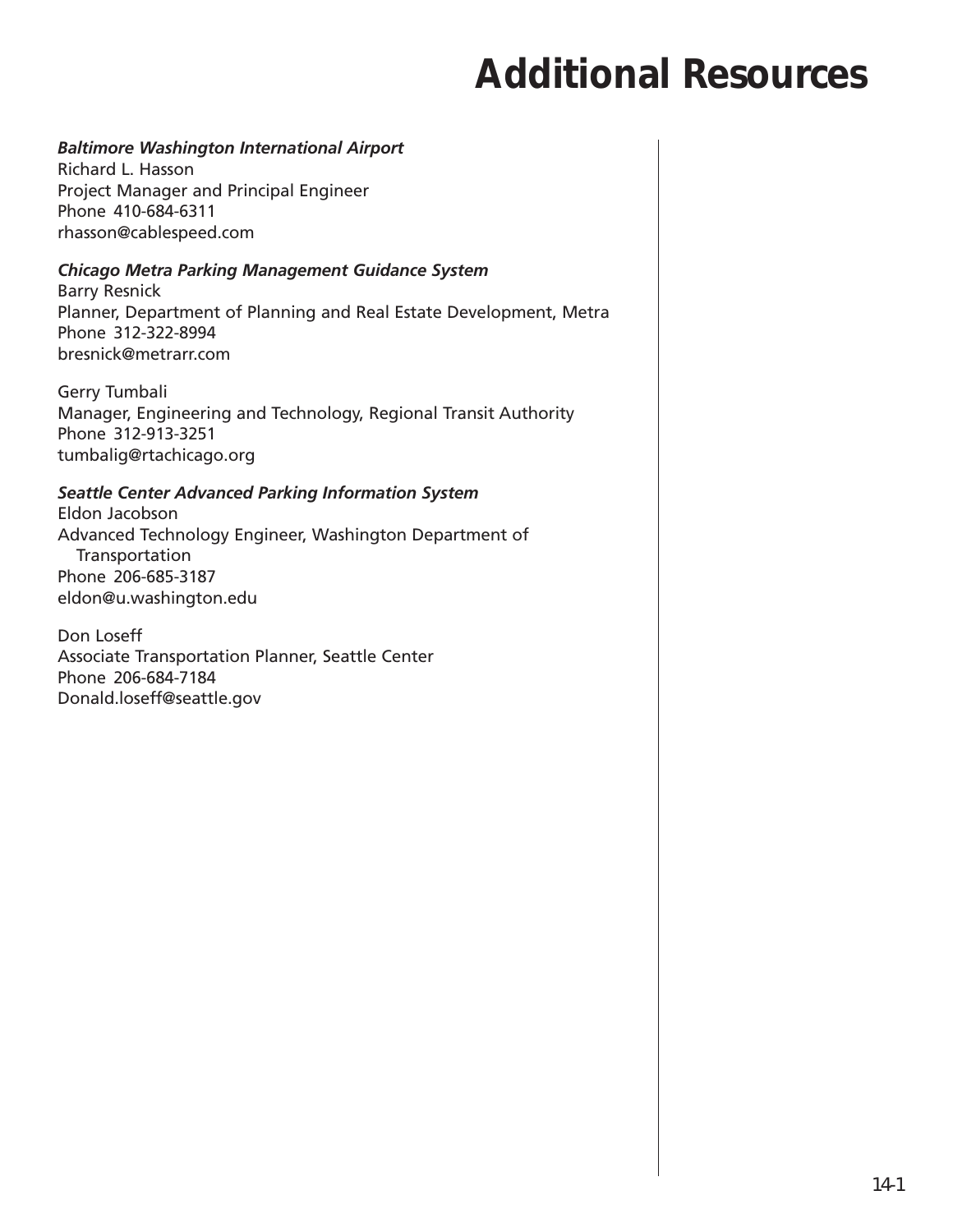# Additional Resources

***Baltimore Washington International Airport***
Richard L. Hasson
Project Manager and Principal Engineer
Phone 410-684-6311
rhasson@cablespeed.com

***Chicago Metra Parking Management Guidance System***
Barry Resnick
Planner, Department of Planning and Real Estate Development, Metra
Phone 312-322-8994
bresnick@metrarr.com

Gerry Tumbali
Manager, Engineering and Technology, Regional Transit Authority
Phone 312-913-3251
tumbalig@rtachicago.org

***Seattle Center Advanced Parking Information System***
Eldon Jacobson
Advanced Technology Engineer, Washington Department of Transportation
Phone 206-685-3187
eldon@u.washington.edu

Don Loseff
Associate Transportation Planner, Seattle Center
Phone 206-684-7184
Donald.loseff@seattle.gov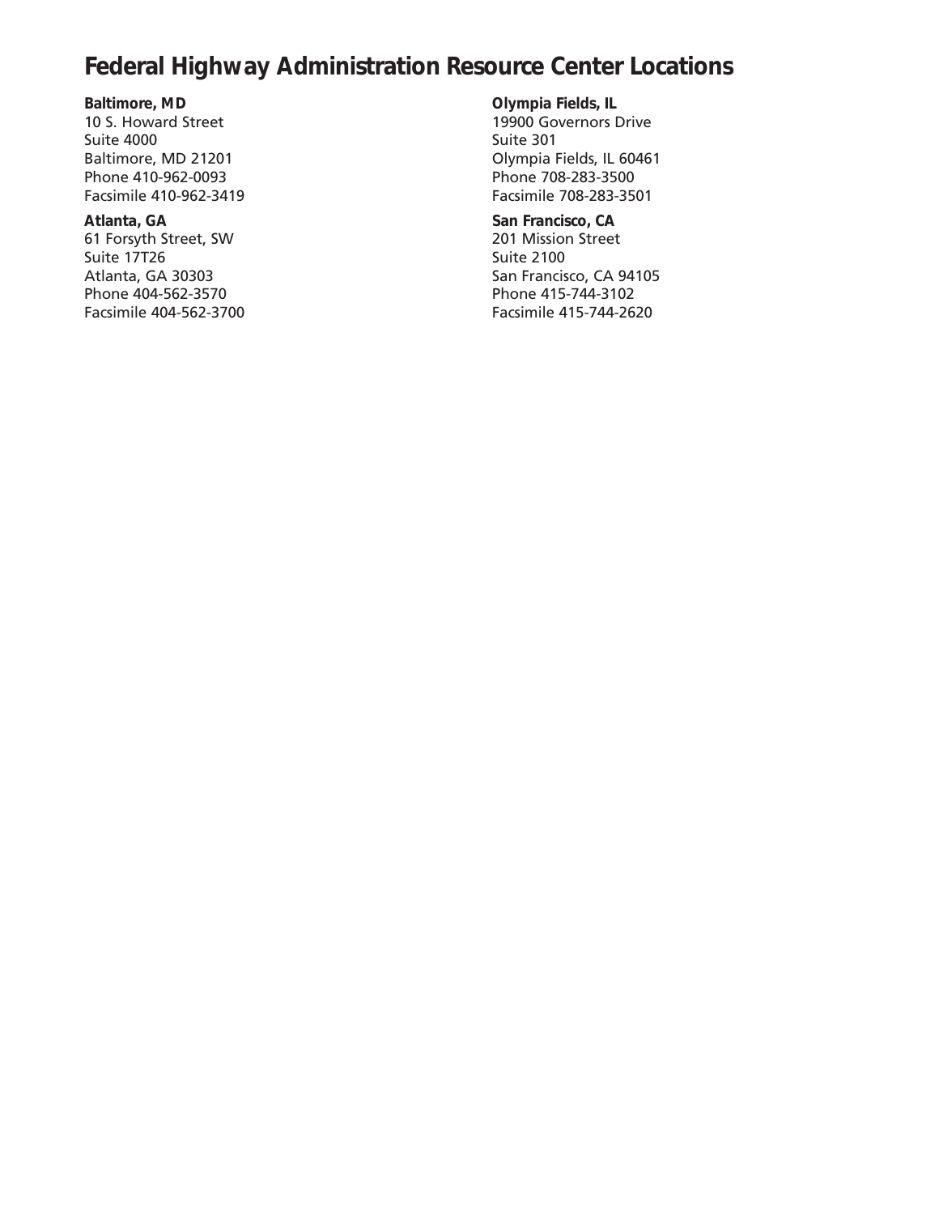# Federal Highway Administration Resource Center Locations

**Baltimore, MD**
10 S. Howard Street
Suite 4000
Baltimore, MD 21201
Phone 410-962-0093
Facsimile 410-962-3419

**Atlanta, GA**
61 Forsyth Street, SW
Suite 17T26
Atlanta, GA 30303
Phone 404-562-3570
Facsimile 404-562-3700

**Olympia Fields, IL**
19900 Governors Drive
Suite 301
Olympia Fields, IL 60461
Phone 708-283-3500
Facsimile 708-283-3501

**San Francisco, CA**
201 Mission Street
Suite 2100
San Francisco, CA 94105
Phone 415-744-3102
Facsimile 415-744-2620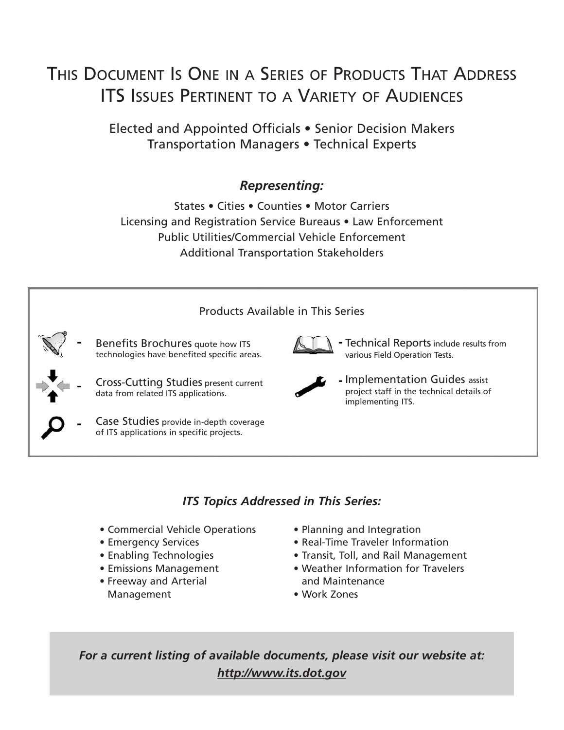# This Document Is One in a Series of Products That Address ITS Issues Pertinent to a Variety of Audiences

Elected and Appointed Officials • Senior Decision Makers
Transportation Managers • Technical Experts

***Representing:***

States • Cities • Counties • Motor Carriers
Licensing and Registration Service Bureaus • Law Enforcement
Public Utilities/Commercial Vehicle Enforcement
Additional Transportation Stakeholders

## Products Available in This Series

- Benefits Brochures quote how ITS technologies have benefited specific areas.
- Cross-Cutting Studies present current data from related ITS applications.
- Case Studies provide in-depth coverage of ITS applications in specific projects.
- Technical Reports include results from various Field Operation Tests.
- Implementation Guides assist project staff in the technical details of implementing ITS.

***ITS Topics Addressed in This Series:***

- Commercial Vehicle Operations
- Emergency Services
- Enabling Technologies
- Emissions Management
- Freeway and Arterial Management
- Planning and Integration
- Real-Time Traveler Information
- Transit, Toll, and Rail Management
- Weather Information for Travelers and Maintenance
- Work Zones

***For a current listing of available documents, please visit our website at:***
***http://www.its.dot.gov***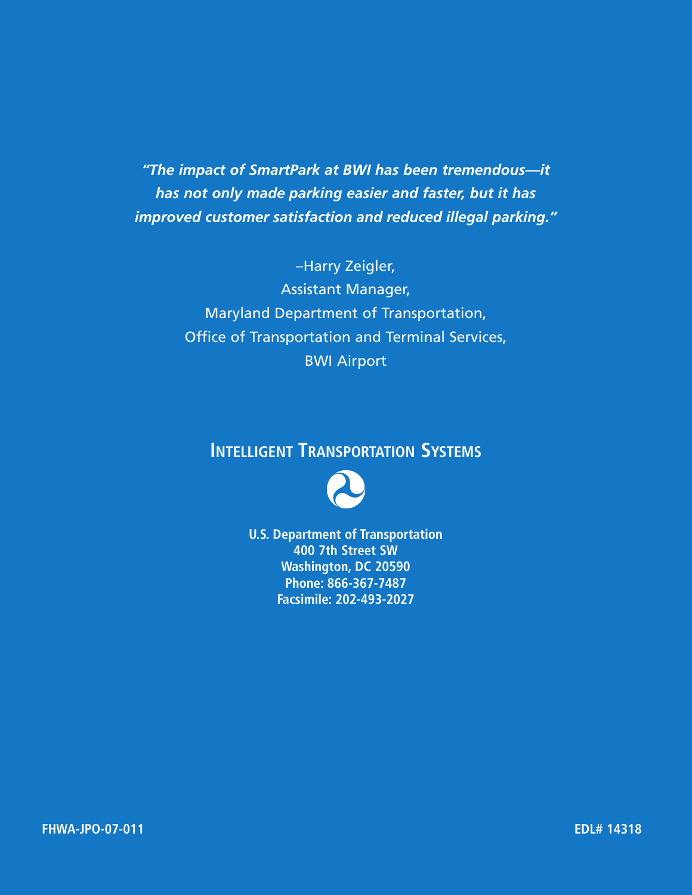***"The impact of SmartPark at BWI has been tremendous—it has not only made parking easier and faster, but it has improved customer satisfaction and reduced illegal parking."***

–Harry Zeigler,
Assistant Manager,
Maryland Department of Transportation,
Office of Transportation and Terminal Services,
BWI Airport

## INTELLIGENT TRANSPORTATION SYSTEMS

**U.S. Department of Transportation**
**400 7th Street SW**
**Washington, DC 20590**
**Phone: 866-367-7487**
**Facsimile: 202-493-2027**

**FHWA-JPO-07-011**

**EDL# 14318**